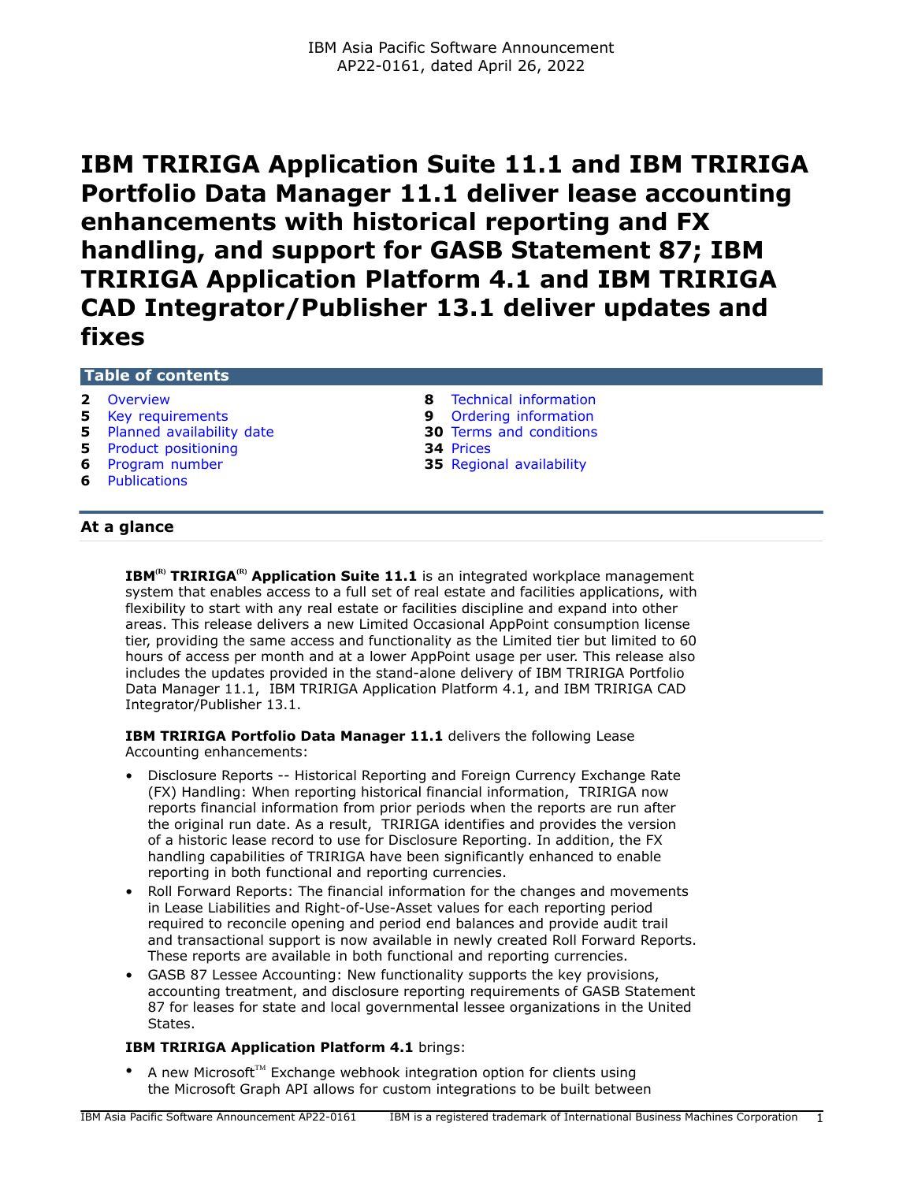IBM Asia Pacific Software Announcement
AP22-0161, dated April 26, 2022

# IBM TRIRIGA Application Suite 11.1 and IBM TRIRIGA Portfolio Data Manager 11.1 deliver lease accounting enhancements with historical reporting and FX handling, and support for GASB Statement 87; IBM TRIRIGA Application Platform 4.1 and IBM TRIRIGA CAD Integrator/Publisher 13.1 deliver updates and fixes

## Table of contents

- **2** Overview
- **5** Key requirements
- **5** Planned availability date
- **5** Product positioning
- **6** Program number
- **6** Publications
- **8** Technical information
- **9** Ordering information
- **30** Terms and conditions
- **34** Prices
- **35** Regional availability

## At a glance

**IBM[(R)] TRIRIGA[(R)] Application Suite 11.1** is an integrated workplace management system that enables access to a full set of real estate and facilities applications, with flexibility to start with any real estate or facilities discipline and expand into other areas. This release delivers a new Limited Occasional AppPoint consumption license tier, providing the same access and functionality as the Limited tier but limited to 60 hours of access per month and at a lower AppPoint usage per user. This release also includes the updates provided in the stand-alone delivery of IBM TRIRIGA Portfolio Data Manager 11.1, IBM TRIRIGA Application Platform 4.1, and IBM TRIRIGA CAD Integrator/Publisher 13.1.

**IBM TRIRIGA Portfolio Data Manager 11.1** delivers the following Lease Accounting enhancements:

- Disclosure Reports -- Historical Reporting and Foreign Currency Exchange Rate (FX) Handling: When reporting historical financial information, TRIRIGA now reports financial information from prior periods when the reports are run after the original run date. As a result, TRIRIGA identifies and provides the version of a historic lease record to use for Disclosure Reporting. In addition, the FX handling capabilities of TRIRIGA have been significantly enhanced to enable reporting in both functional and reporting currencies.
- Roll Forward Reports: The financial information for the changes and movements in Lease Liabilities and Right-of-Use-Asset values for each reporting period required to reconcile opening and period end balances and provide audit trail and transactional support is now available in newly created Roll Forward Reports. These reports are available in both functional and reporting currencies.
- GASB 87 Lessee Accounting: New functionality supports the key provisions, accounting treatment, and disclosure reporting requirements of GASB Statement 87 for leases for state and local governmental lessee organizations in the United States.

**IBM TRIRIGA Application Platform 4.1** brings:

- A new Microsoft[TM] Exchange webhook integration option for clients using the Microsoft Graph API allows for custom integrations to be built between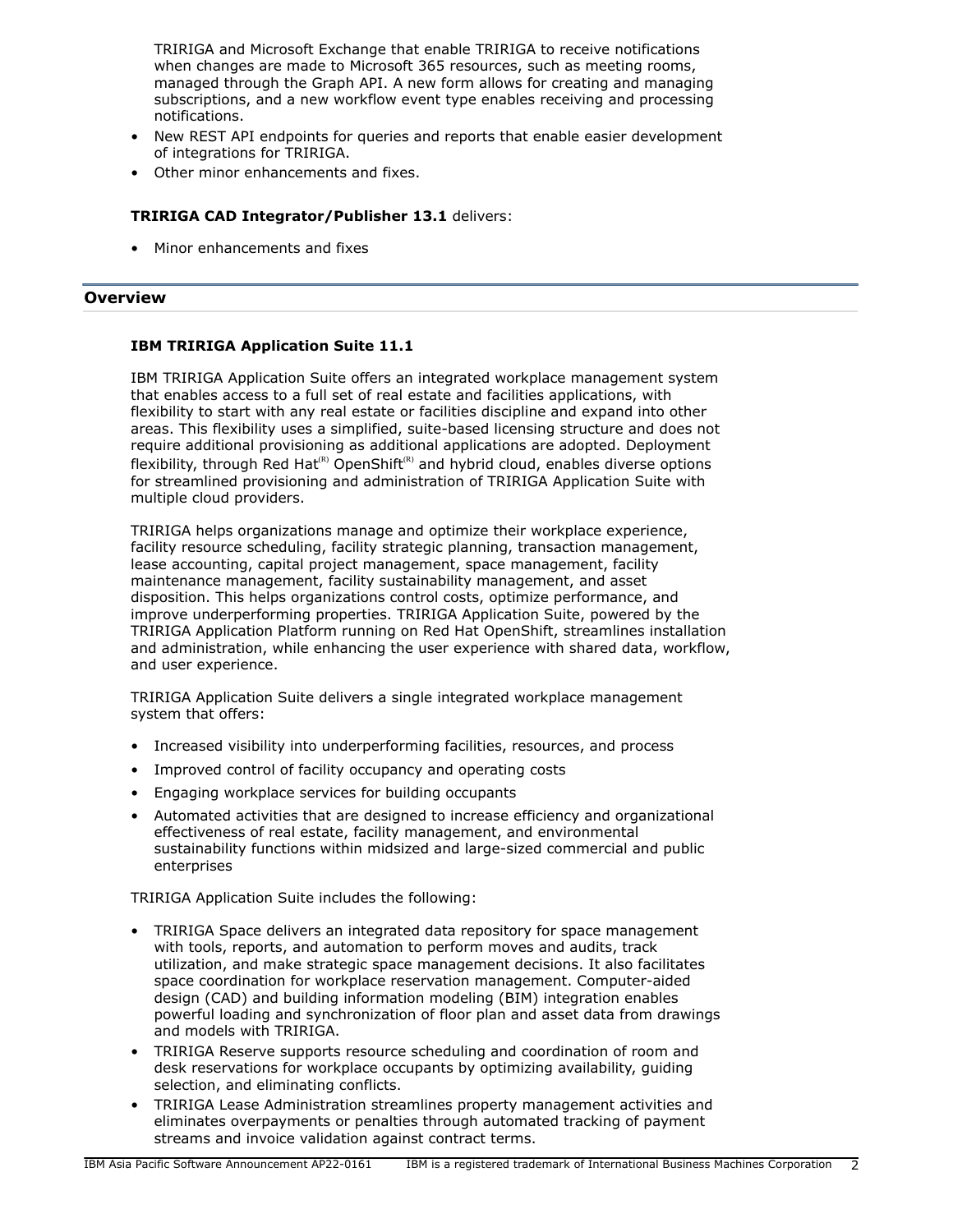TRIRIGA and Microsoft Exchange that enable TRIRIGA to receive notifications when changes are made to Microsoft 365 resources, such as meeting rooms, managed through the Graph API. A new form allows for creating and managing subscriptions, and a new workflow event type enables receiving and processing notifications.

- New REST API endpoints for queries and reports that enable easier development of integrations for TRIRIGA.
- Other minor enhancements and fixes.

**TRIRIGA CAD Integrator/Publisher 13.1** delivers:

- Minor enhancements and fixes

## Overview

**IBM TRIRIGA Application Suite 11.1**

IBM TRIRIGA Application Suite offers an integrated workplace management system that enables access to a full set of real estate and facilities applications, with flexibility to start with any real estate or facilities discipline and expand into other areas. This flexibility uses a simplified, suite-based licensing structure and does not require additional provisioning as additional applications are adopted. Deployment flexibility, through Red Hat(R) OpenShift(R) and hybrid cloud, enables diverse options for streamlined provisioning and administration of TRIRIGA Application Suite with multiple cloud providers.

TRIRIGA helps organizations manage and optimize their workplace experience, facility resource scheduling, facility strategic planning, transaction management, lease accounting, capital project management, space management, facility maintenance management, facility sustainability management, and asset disposition. This helps organizations control costs, optimize performance, and improve underperforming properties. TRIRIGA Application Suite, powered by the TRIRIGA Application Platform running on Red Hat OpenShift, streamlines installation and administration, while enhancing the user experience with shared data, workflow, and user experience.

TRIRIGA Application Suite delivers a single integrated workplace management system that offers:

- Increased visibility into underperforming facilities, resources, and process
- Improved control of facility occupancy and operating costs
- Engaging workplace services for building occupants
- Automated activities that are designed to increase efficiency and organizational effectiveness of real estate, facility management, and environmental sustainability functions within midsized and large-sized commercial and public enterprises

TRIRIGA Application Suite includes the following:

- TRIRIGA Space delivers an integrated data repository for space management with tools, reports, and automation to perform moves and audits, track utilization, and make strategic space management decisions. It also facilitates space coordination for workplace reservation management. Computer-aided design (CAD) and building information modeling (BIM) integration enables powerful loading and synchronization of floor plan and asset data from drawings and models with TRIRIGA.
- TRIRIGA Reserve supports resource scheduling and coordination of room and desk reservations for workplace occupants by optimizing availability, guiding selection, and eliminating conflicts.
- TRIRIGA Lease Administration streamlines property management activities and eliminates overpayments or penalties through automated tracking of payment streams and invoice validation against contract terms.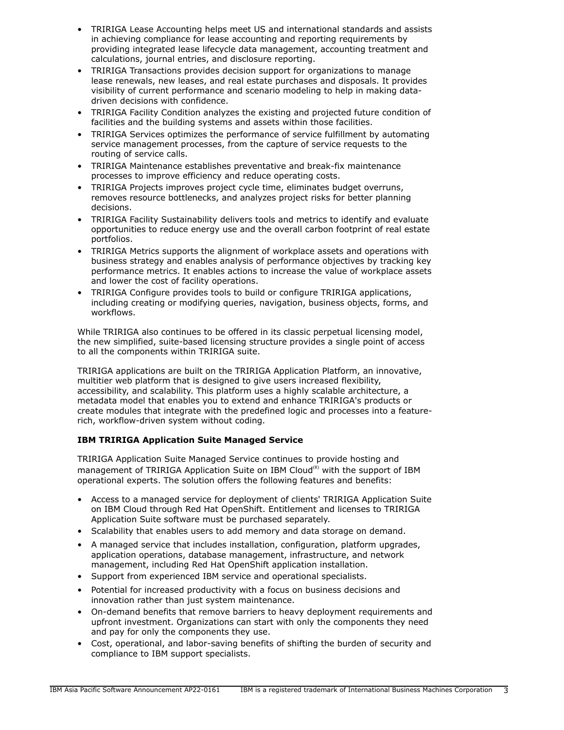- TRIRIGA Lease Accounting helps meet US and international standards and assists in achieving compliance for lease accounting and reporting requirements by providing integrated lease lifecycle data management, accounting treatment and calculations, journal entries, and disclosure reporting.
- TRIRIGA Transactions provides decision support for organizations to manage lease renewals, new leases, and real estate purchases and disposals. It provides visibility of current performance and scenario modeling to help in making data-driven decisions with confidence.
- TRIRIGA Facility Condition analyzes the existing and projected future condition of facilities and the building systems and assets within those facilities.
- TRIRIGA Services optimizes the performance of service fulfillment by automating service management processes, from the capture of service requests to the routing of service calls.
- TRIRIGA Maintenance establishes preventative and break-fix maintenance processes to improve efficiency and reduce operating costs.
- TRIRIGA Projects improves project cycle time, eliminates budget overruns, removes resource bottlenecks, and analyzes project risks for better planning decisions.
- TRIRIGA Facility Sustainability delivers tools and metrics to identify and evaluate opportunities to reduce energy use and the overall carbon footprint of real estate portfolios.
- TRIRIGA Metrics supports the alignment of workplace assets and operations with business strategy and enables analysis of performance objectives by tracking key performance metrics. It enables actions to increase the value of workplace assets and lower the cost of facility operations.
- TRIRIGA Configure provides tools to build or configure TRIRIGA applications, including creating or modifying queries, navigation, business objects, forms, and workflows.

While TRIRIGA also continues to be offered in its classic perpetual licensing model, the new simplified, suite-based licensing structure provides a single point of access to all the components within TRIRIGA suite.

TRIRIGA applications are built on the TRIRIGA Application Platform, an innovative, multitier web platform that is designed to give users increased flexibility, accessibility, and scalability. This platform uses a highly scalable architecture, a metadata model that enables you to extend and enhance TRIRIGA's products or create modules that integrate with the predefined logic and processes into a feature-rich, workflow-driven system without coding.

**IBM TRIRIGA Application Suite Managed Service**

TRIRIGA Application Suite Managed Service continues to provide hosting and management of TRIRIGA Application Suite on IBM Cloud(R) with the support of IBM operational experts. The solution offers the following features and benefits:

- Access to a managed service for deployment of clients' TRIRIGA Application Suite on IBM Cloud through Red Hat OpenShift. Entitlement and licenses to TRIRIGA Application Suite software must be purchased separately.
- Scalability that enables users to add memory and data storage on demand.
- A managed service that includes installation, configuration, platform upgrades, application operations, database management, infrastructure, and network management, including Red Hat OpenShift application installation.
- Support from experienced IBM service and operational specialists.
- Potential for increased productivity with a focus on business decisions and innovation rather than just system maintenance.
- On-demand benefits that remove barriers to heavy deployment requirements and upfront investment. Organizations can start with only the components they need and pay for only the components they use.
- Cost, operational, and labor-saving benefits of shifting the burden of security and compliance to IBM support specialists.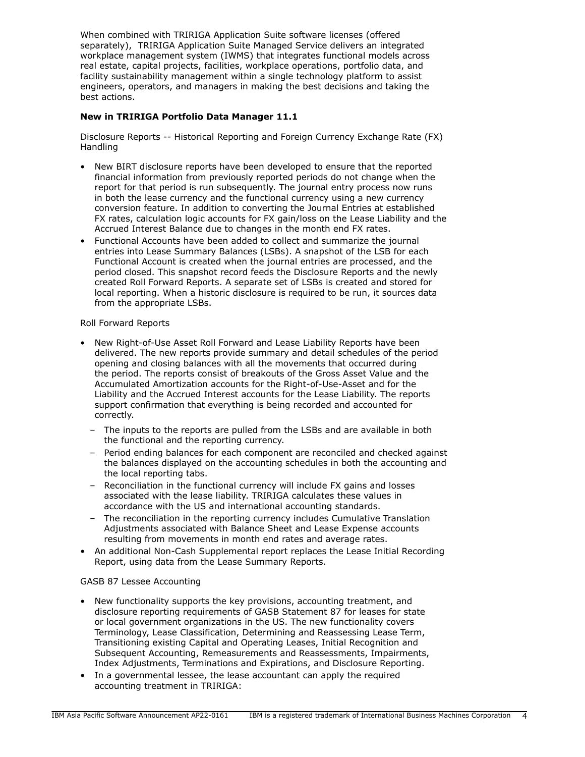When combined with TRIRIGA Application Suite software licenses (offered separately), TRIRIGA Application Suite Managed Service delivers an integrated workplace management system (IWMS) that integrates functional models across real estate, capital projects, facilities, workplace operations, portfolio data, and facility sustainability management within a single technology platform to assist engineers, operators, and managers in making the best decisions and taking the best actions.

**New in TRIRIGA Portfolio Data Manager 11.1**

Disclosure Reports -- Historical Reporting and Foreign Currency Exchange Rate (FX) Handling

- New BIRT disclosure reports have been developed to ensure that the reported financial information from previously reported periods do not change when the report for that period is run subsequently. The journal entry process now runs in both the lease currency and the functional currency using a new currency conversion feature. In addition to converting the Journal Entries at established FX rates, calculation logic accounts for FX gain/loss on the Lease Liability and the Accrued Interest Balance due to changes in the month end FX rates.
- Functional Accounts have been added to collect and summarize the journal entries into Lease Summary Balances (LSBs). A snapshot of the LSB for each Functional Account is created when the journal entries are processed, and the period closed. This snapshot record feeds the Disclosure Reports and the newly created Roll Forward Reports. A separate set of LSBs is created and stored for local reporting. When a historic disclosure is required to be run, it sources data from the appropriate LSBs.

Roll Forward Reports

- New Right-of-Use Asset Roll Forward and Lease Liability Reports have been delivered. The new reports provide summary and detail schedules of the period opening and closing balances with all the movements that occurred during the period. The reports consist of breakouts of the Gross Asset Value and the Accumulated Amortization accounts for the Right-of-Use-Asset and for the Liability and the Accrued Interest accounts for the Lease Liability. The reports support confirmation that everything is being recorded and accounted for correctly.
  - The inputs to the reports are pulled from the LSBs and are available in both the functional and the reporting currency.
  - Period ending balances for each component are reconciled and checked against the balances displayed on the accounting schedules in both the accounting and the local reporting tabs.
  - Reconciliation in the functional currency will include FX gains and losses associated with the lease liability. TRIRIGA calculates these values in accordance with the US and international accounting standards.
  - The reconciliation in the reporting currency includes Cumulative Translation Adjustments associated with Balance Sheet and Lease Expense accounts resulting from movements in month end rates and average rates.
- An additional Non-Cash Supplemental report replaces the Lease Initial Recording Report, using data from the Lease Summary Reports.

GASB 87 Lessee Accounting

- New functionality supports the key provisions, accounting treatment, and disclosure reporting requirements of GASB Statement 87 for leases for state or local government organizations in the US. The new functionality covers Terminology, Lease Classification, Determining and Reassessing Lease Term, Transitioning existing Capital and Operating Leases, Initial Recognition and Subsequent Accounting, Remeasurements and Reassessments, Impairments, Index Adjustments, Terminations and Expirations, and Disclosure Reporting.
- In a governmental lessee, the lease accountant can apply the required accounting treatment in TRIRIGA: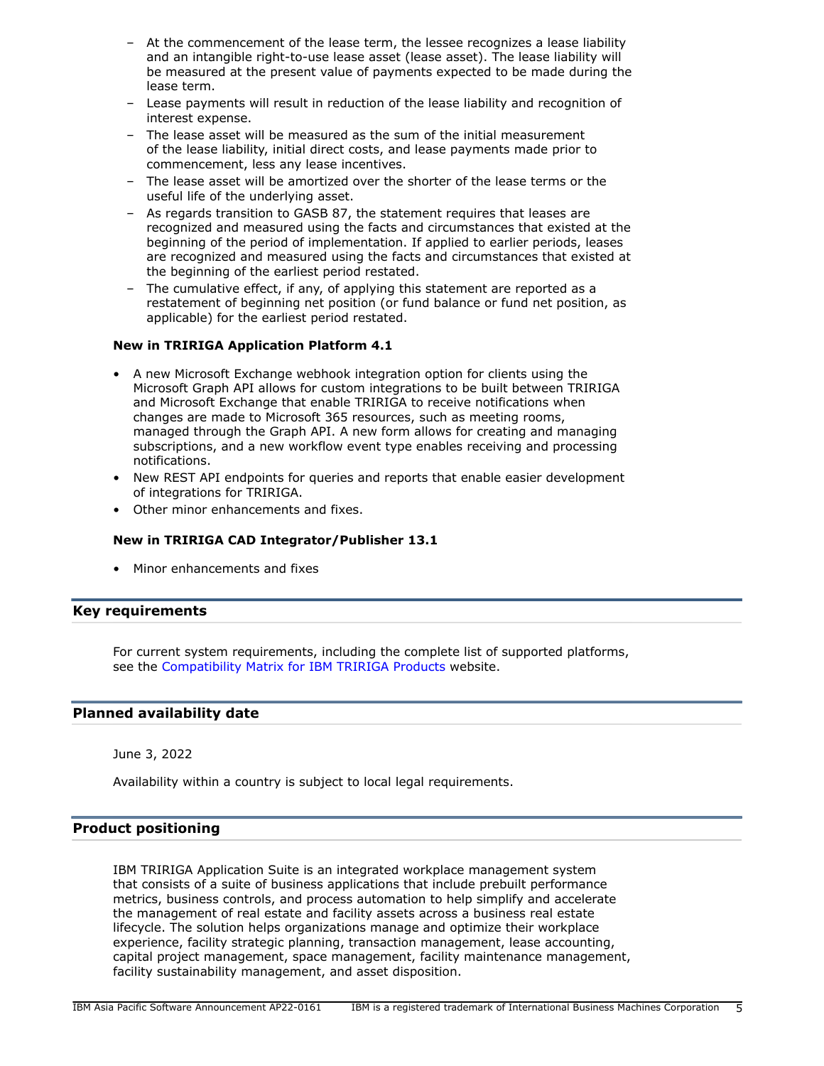- At the commencement of the lease term, the lessee recognizes a lease liability and an intangible right-to-use lease asset (lease asset). The lease liability will be measured at the present value of payments expected to be made during the lease term.
- Lease payments will result in reduction of the lease liability and recognition of interest expense.
- The lease asset will be measured as the sum of the initial measurement of the lease liability, initial direct costs, and lease payments made prior to commencement, less any lease incentives.
- The lease asset will be amortized over the shorter of the lease terms or the useful life of the underlying asset.
- As regards transition to GASB 87, the statement requires that leases are recognized and measured using the facts and circumstances that existed at the beginning of the period of implementation. If applied to earlier periods, leases are recognized and measured using the facts and circumstances that existed at the beginning of the earliest period restated.
- The cumulative effect, if any, of applying this statement are reported as a restatement of beginning net position (or fund balance or fund net position, as applicable) for the earliest period restated.

**New in TRIRIGA Application Platform 4.1**

- A new Microsoft Exchange webhook integration option for clients using the Microsoft Graph API allows for custom integrations to be built between TRIRIGA and Microsoft Exchange that enable TRIRIGA to receive notifications when changes are made to Microsoft 365 resources, such as meeting rooms, managed through the Graph API. A new form allows for creating and managing subscriptions, and a new workflow event type enables receiving and processing notifications.
- New REST API endpoints for queries and reports that enable easier development of integrations for TRIRIGA.
- Other minor enhancements and fixes.

**New in TRIRIGA CAD Integrator/Publisher 13.1**

- Minor enhancements and fixes

## Key requirements

For current system requirements, including the complete list of supported platforms, see the Compatibility Matrix for IBM TRIRIGA Products website.

## Planned availability date

June 3, 2022

Availability within a country is subject to local legal requirements.

## Product positioning

IBM TRIRIGA Application Suite is an integrated workplace management system that consists of a suite of business applications that include prebuilt performance metrics, business controls, and process automation to help simplify and accelerate the management of real estate and facility assets across a business real estate lifecycle. The solution helps organizations manage and optimize their workplace experience, facility strategic planning, transaction management, lease accounting, capital project management, space management, facility maintenance management, facility sustainability management, and asset disposition.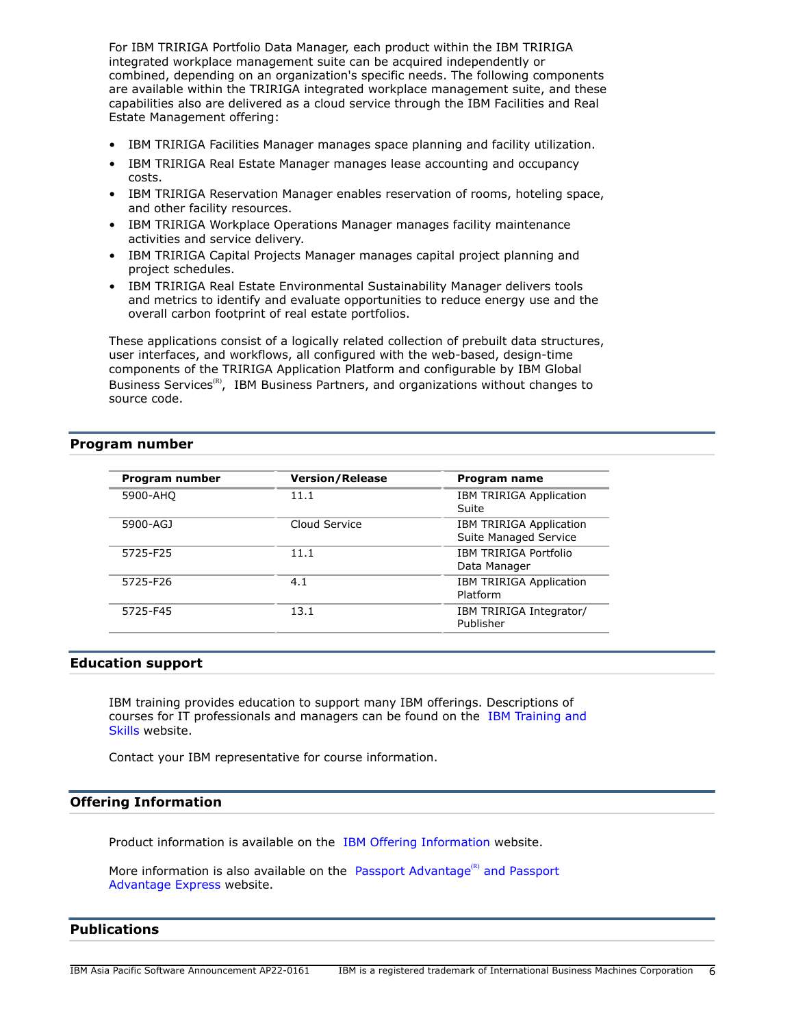For IBM TRIRIGA Portfolio Data Manager, each product within the IBM TRIRIGA integrated workplace management suite can be acquired independently or combined, depending on an organization's specific needs. The following components are available within the TRIRIGA integrated workplace management suite, and these capabilities also are delivered as a cloud service through the IBM Facilities and Real Estate Management offering:

- IBM TRIRIGA Facilities Manager manages space planning and facility utilization.
- IBM TRIRIGA Real Estate Manager manages lease accounting and occupancy costs.
- IBM TRIRIGA Reservation Manager enables reservation of rooms, hoteling space, and other facility resources.
- IBM TRIRIGA Workplace Operations Manager manages facility maintenance activities and service delivery.
- IBM TRIRIGA Capital Projects Manager manages capital project planning and project schedules.
- IBM TRIRIGA Real Estate Environmental Sustainability Manager delivers tools and metrics to identify and evaluate opportunities to reduce energy use and the overall carbon footprint of real estate portfolios.

These applications consist of a logically related collection of prebuilt data structures, user interfaces, and workflows, all configured with the web-based, design-time components of the TRIRIGA Application Platform and configurable by IBM Global Business Services(R), IBM Business Partners, and organizations without changes to source code.

## Program number

| Program number | Version/Release | Program name |
|---|---|---|
| 5900-AHQ | 11.1 | IBM TRIRIGA Application Suite |
| 5900-AGJ | Cloud Service | IBM TRIRIGA Application Suite Managed Service |
| 5725-F25 | 11.1 | IBM TRIRIGA Portfolio Data Manager |
| 5725-F26 | 4.1 | IBM TRIRIGA Application Platform |
| 5725-F45 | 13.1 | IBM TRIRIGA Integrator/ Publisher |

## Education support

IBM training provides education to support many IBM offerings. Descriptions of courses for IT professionals and managers can be found on the IBM Training and Skills website.

Contact your IBM representative for course information.

## Offering Information

Product information is available on the IBM Offering Information website.

More information is also available on the Passport Advantage(R) and Passport Advantage Express website.

## Publications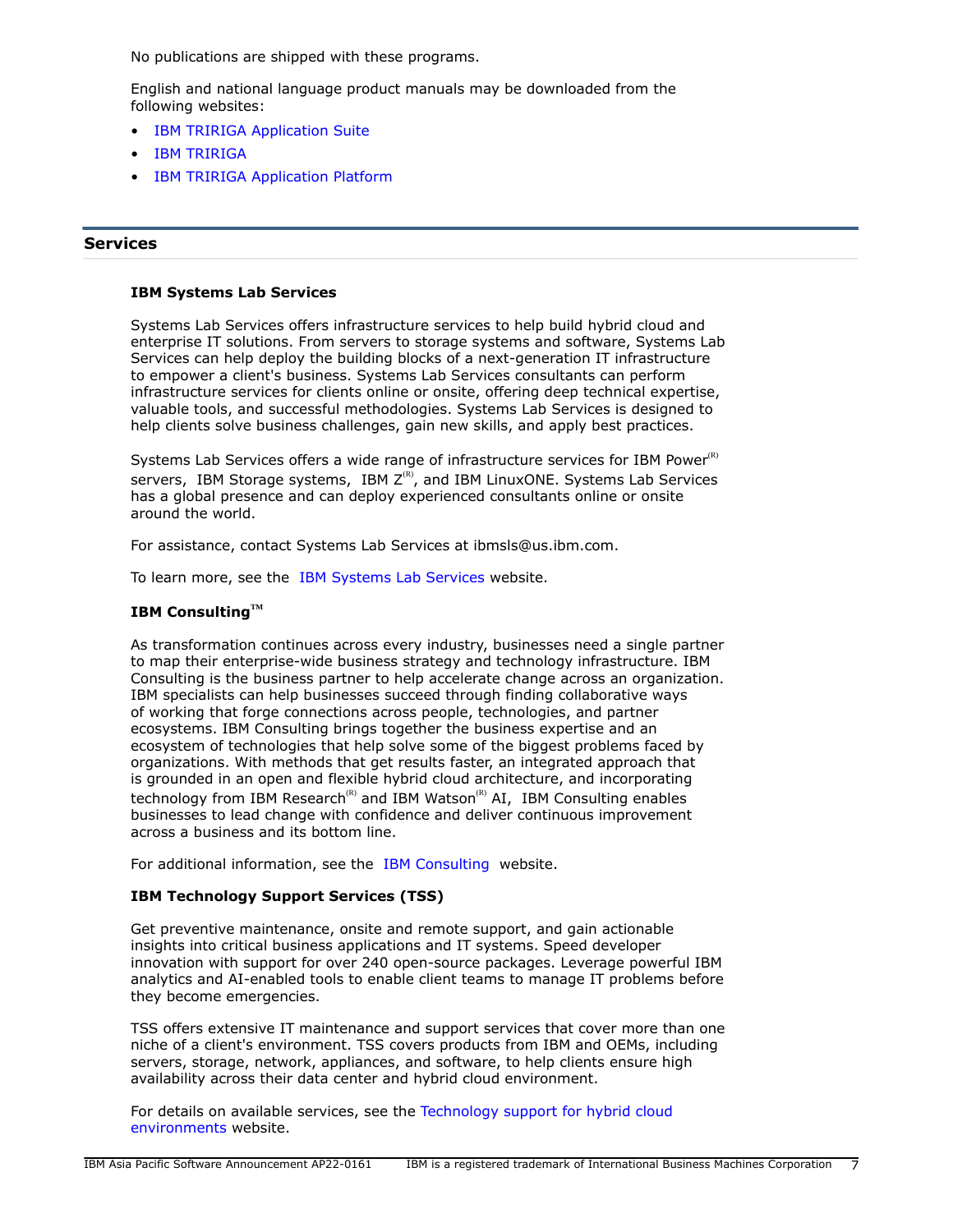No publications are shipped with these programs.

English and national language product manuals may be downloaded from the following websites:

- IBM TRIRIGA Application Suite
- IBM TRIRIGA
- IBM TRIRIGA Application Platform

## Services

### IBM Systems Lab Services

Systems Lab Services offers infrastructure services to help build hybrid cloud and enterprise IT solutions. From servers to storage systems and software, Systems Lab Services can help deploy the building blocks of a next-generation IT infrastructure to empower a client's business. Systems Lab Services consultants can perform infrastructure services for clients online or onsite, offering deep technical expertise, valuable tools, and successful methodologies. Systems Lab Services is designed to help clients solve business challenges, gain new skills, and apply best practices.

Systems Lab Services offers a wide range of infrastructure services for IBM Power(R) servers, IBM Storage systems, IBM Z(R), and IBM LinuxONE. Systems Lab Services has a global presence and can deploy experienced consultants online or onsite around the world.

For assistance, contact Systems Lab Services at ibmsls@us.ibm.com.

To learn more, see the IBM Systems Lab Services website.

### IBM Consulting(TM)

As transformation continues across every industry, businesses need a single partner to map their enterprise-wide business strategy and technology infrastructure. IBM Consulting is the business partner to help accelerate change across an organization. IBM specialists can help businesses succeed through finding collaborative ways of working that forge connections across people, technologies, and partner ecosystems. IBM Consulting brings together the business expertise and an ecosystem of technologies that help solve some of the biggest problems faced by organizations. With methods that get results faster, an integrated approach that is grounded in an open and flexible hybrid cloud architecture, and incorporating technology from IBM Research(R) and IBM Watson(R) AI, IBM Consulting enables businesses to lead change with confidence and deliver continuous improvement across a business and its bottom line.

For additional information, see the IBM Consulting website.

### IBM Technology Support Services (TSS)

Get preventive maintenance, onsite and remote support, and gain actionable insights into critical business applications and IT systems. Speed developer innovation with support for over 240 open-source packages. Leverage powerful IBM analytics and AI-enabled tools to enable client teams to manage IT problems before they become emergencies.

TSS offers extensive IT maintenance and support services that cover more than one niche of a client's environment. TSS covers products from IBM and OEMs, including servers, storage, network, appliances, and software, to help clients ensure high availability across their data center and hybrid cloud environment.

For details on available services, see the Technology support for hybrid cloud environments website.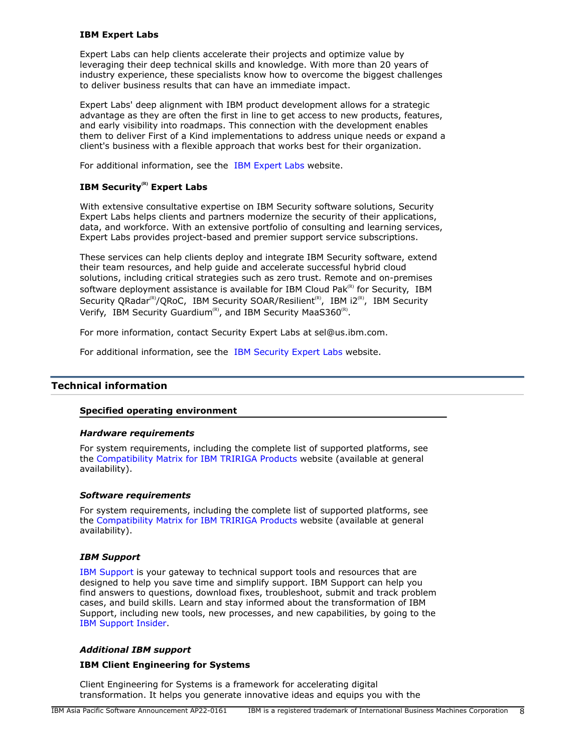**IBM Expert Labs**

Expert Labs can help clients accelerate their projects and optimize value by leveraging their deep technical skills and knowledge. With more than 20 years of industry experience, these specialists know how to overcome the biggest challenges to deliver business results that can have an immediate impact.

Expert Labs' deep alignment with IBM product development allows for a strategic advantage as they are often the first in line to get access to new products, features, and early visibility into roadmaps. This connection with the development enables them to deliver First of a Kind implementations to address unique needs or expand a client's business with a flexible approach that works best for their organization.

For additional information, see the IBM Expert Labs website.

**IBM Security(R) Expert Labs**

With extensive consultative expertise on IBM Security software solutions, Security Expert Labs helps clients and partners modernize the security of their applications, data, and workforce. With an extensive portfolio of consulting and learning services, Expert Labs provides project-based and premier support service subscriptions.

These services can help clients deploy and integrate IBM Security software, extend their team resources, and help guide and accelerate successful hybrid cloud solutions, including critical strategies such as zero trust. Remote and on-premises software deployment assistance is available for IBM Cloud Pak(R) for Security, IBM Security QRadar(R)/QRoC, IBM Security SOAR/Resilient(R), IBM i2(R), IBM Security Verify, IBM Security Guardium(R), and IBM Security MaaS360(R).

For more information, contact Security Expert Labs at sel@us.ibm.com.

For additional information, see the IBM Security Expert Labs website.

## Technical information

### Specified operating environment

***Hardware requirements***

For system requirements, including the complete list of supported platforms, see the Compatibility Matrix for IBM TRIRIGA Products website (available at general availability).

***Software requirements***

For system requirements, including the complete list of supported platforms, see the Compatibility Matrix for IBM TRIRIGA Products website (available at general availability).

***IBM Support***

IBM Support is your gateway to technical support tools and resources that are designed to help you save time and simplify support. IBM Support can help you find answers to questions, download fixes, troubleshoot, submit and track problem cases, and build skills. Learn and stay informed about the transformation of IBM Support, including new tools, new processes, and new capabilities, by going to the IBM Support Insider.

***Additional IBM support***

**IBM Client Engineering for Systems**

Client Engineering for Systems is a framework for accelerating digital transformation. It helps you generate innovative ideas and equips you with the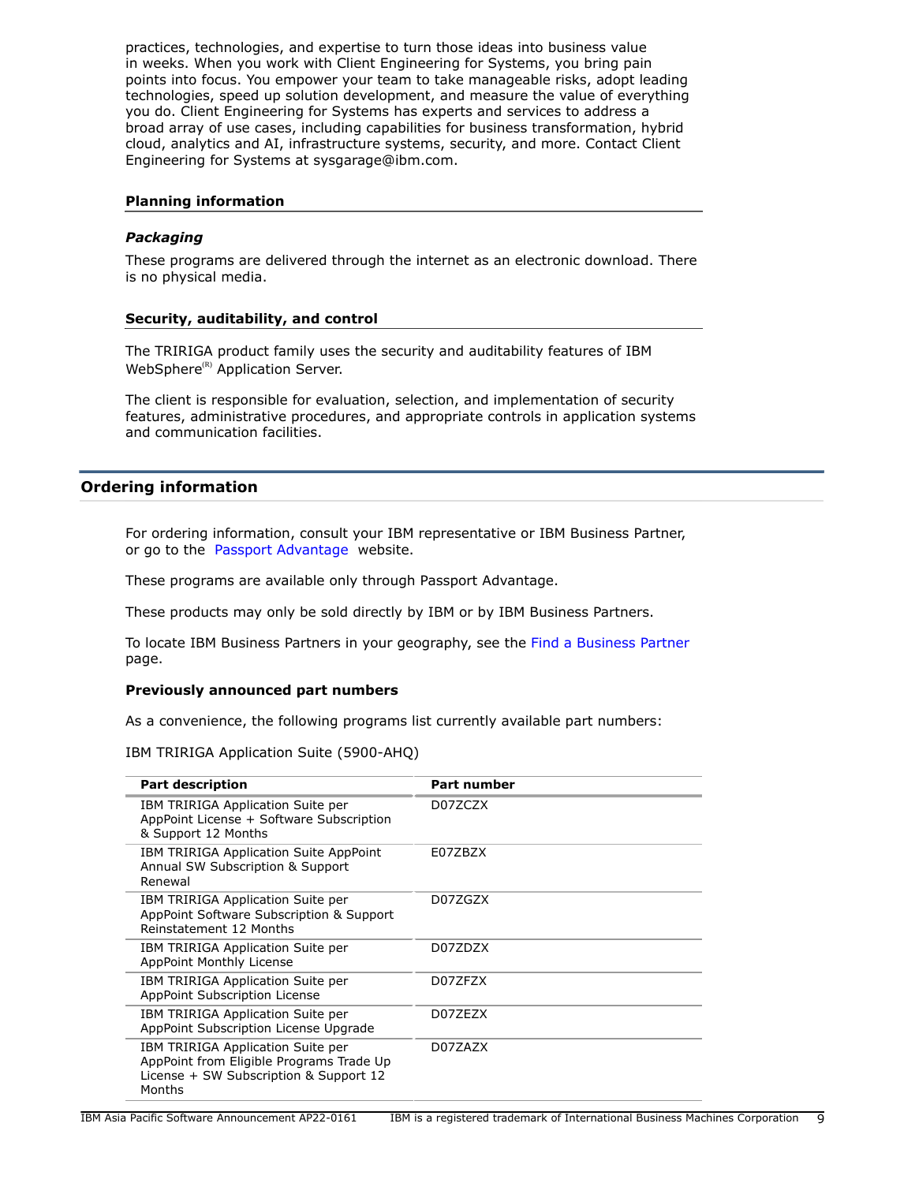practices, technologies, and expertise to turn those ideas into business value in weeks. When you work with Client Engineering for Systems, you bring pain points into focus. You empower your team to take manageable risks, adopt leading technologies, speed up solution development, and measure the value of everything you do. Client Engineering for Systems has experts and services to address a broad array of use cases, including capabilities for business transformation, hybrid cloud, analytics and AI, infrastructure systems, security, and more. Contact Client Engineering for Systems at sysgarage@ibm.com.

### Planning information

#### *Packaging*

These programs are delivered through the internet as an electronic download. There is no physical media.

### Security, auditability, and control

The TRIRIGA product family uses the security and auditability features of IBM WebSphere(R) Application Server.

The client is responsible for evaluation, selection, and implementation of security features, administrative procedures, and appropriate controls in application systems and communication facilities.

## Ordering information

For ordering information, consult your IBM representative or IBM Business Partner, or go to the Passport Advantage website.

These programs are available only through Passport Advantage.

These products may only be sold directly by IBM or by IBM Business Partners.

To locate IBM Business Partners in your geography, see the Find a Business Partner page.

**Previously announced part numbers**

As a convenience, the following programs list currently available part numbers:

IBM TRIRIGA Application Suite (5900-AHQ)

| Part description | Part number |
|---|---|
| IBM TRIRIGA Application Suite per AppPoint License + Software Subscription & Support 12 Months | D07ZCZX |
| IBM TRIRIGA Application Suite AppPoint Annual SW Subscription & Support Renewal | E07ZBZX |
| IBM TRIRIGA Application Suite per AppPoint Software Subscription & Support Reinstatement 12 Months | D07ZGZX |
| IBM TRIRIGA Application Suite per AppPoint Monthly License | D07ZDZX |
| IBM TRIRIGA Application Suite per AppPoint Subscription License | D07ZFZX |
| IBM TRIRIGA Application Suite per AppPoint Subscription License Upgrade | D07ZEZX |
| IBM TRIRIGA Application Suite per AppPoint from Eligible Programs Trade Up License + SW Subscription & Support 12 Months | D07ZAZX |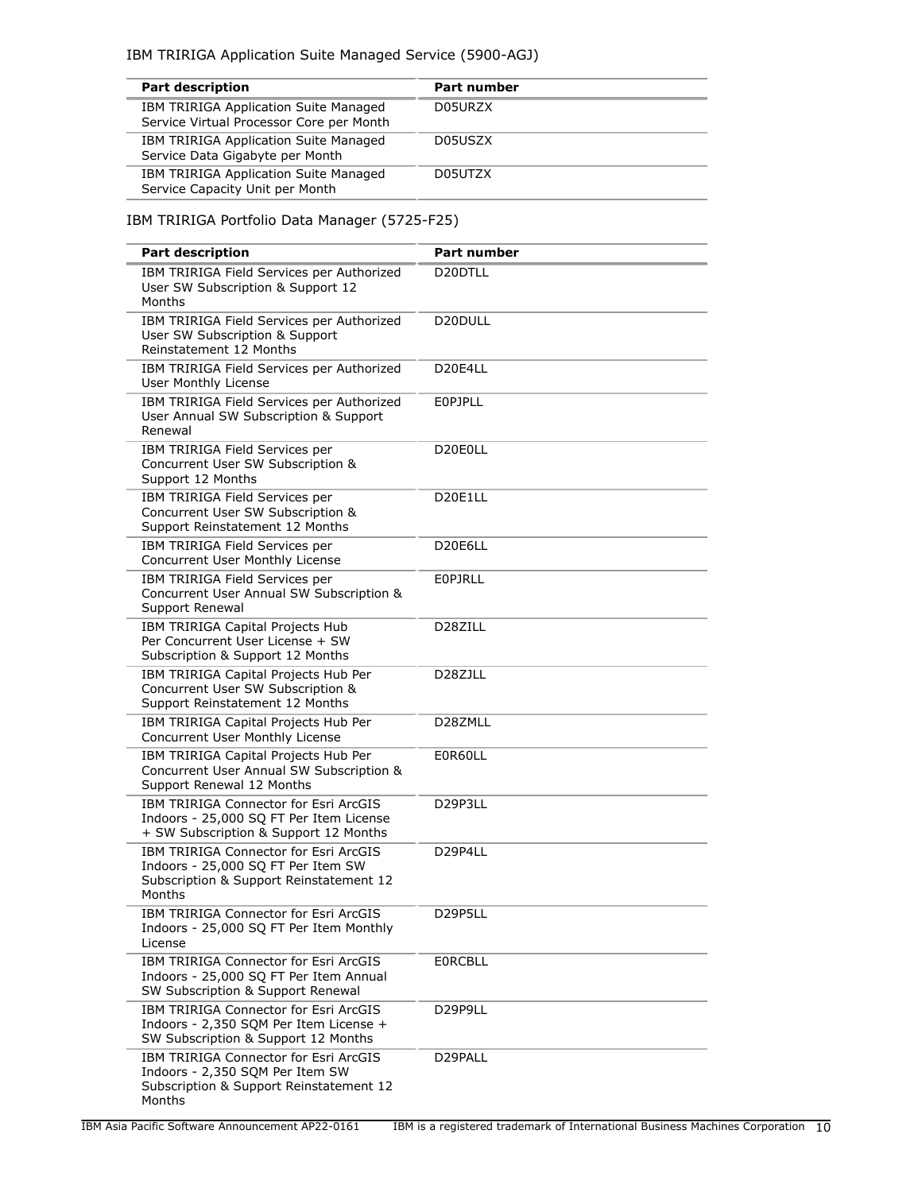IBM TRIRIGA Application Suite Managed Service (5900-AGJ)

| Part description | Part number |
|---|---|
| IBM TRIRIGA Application Suite Managed Service Virtual Processor Core per Month | D05URZX |
| IBM TRIRIGA Application Suite Managed Service Data Gigabyte per Month | D05USZX |
| IBM TRIRIGA Application Suite Managed Service Capacity Unit per Month | D05UTZX |

IBM TRIRIGA Portfolio Data Manager (5725-F25)

| Part description | Part number |
|---|---|
| IBM TRIRIGA Field Services per Authorized User SW Subscription & Support 12 Months | D20DTLL |
| IBM TRIRIGA Field Services per Authorized User SW Subscription & Support Reinstatement 12 Months | D20DULL |
| IBM TRIRIGA Field Services per Authorized User Monthly License | D20E4LL |
| IBM TRIRIGA Field Services per Authorized User Annual SW Subscription & Support Renewal | E0PJPLL |
| IBM TRIRIGA Field Services per Concurrent User SW Subscription & Support 12 Months | D20E0LL |
| IBM TRIRIGA Field Services per Concurrent User SW Subscription & Support Reinstatement 12 Months | D20E1LL |
| IBM TRIRIGA Field Services per Concurrent User Monthly License | D20E6LL |
| IBM TRIRIGA Field Services per Concurrent User Annual SW Subscription & Support Renewal | E0PJRLL |
| IBM TRIRIGA Capital Projects Hub Per Concurrent User License + SW Subscription & Support 12 Months | D28ZILL |
| IBM TRIRIGA Capital Projects Hub Per Concurrent User SW Subscription & Support Reinstatement 12 Months | D28ZJLL |
| IBM TRIRIGA Capital Projects Hub Per Concurrent User Monthly License | D28ZMLL |
| IBM TRIRIGA Capital Projects Hub Per Concurrent User Annual SW Subscription & Support Renewal 12 Months | E0R60LL |
| IBM TRIRIGA Connector for Esri ArcGIS Indoors - 25,000 SQ FT Per Item License + SW Subscription & Support 12 Months | D29P3LL |
| IBM TRIRIGA Connector for Esri ArcGIS Indoors - 25,000 SQ FT Per Item SW Subscription & Support Reinstatement 12 Months | D29P4LL |
| IBM TRIRIGA Connector for Esri ArcGIS Indoors - 25,000 SQ FT Per Item Monthly License | D29P5LL |
| IBM TRIRIGA Connector for Esri ArcGIS Indoors - 25,000 SQ FT Per Item Annual SW Subscription & Support Renewal | E0RCBLL |
| IBM TRIRIGA Connector for Esri ArcGIS Indoors - 2,350 SQM Per Item License + SW Subscription & Support 12 Months | D29P9LL |
| IBM TRIRIGA Connector for Esri ArcGIS Indoors - 2,350 SQM Per Item SW Subscription & Support Reinstatement 12 Months | D29PALL |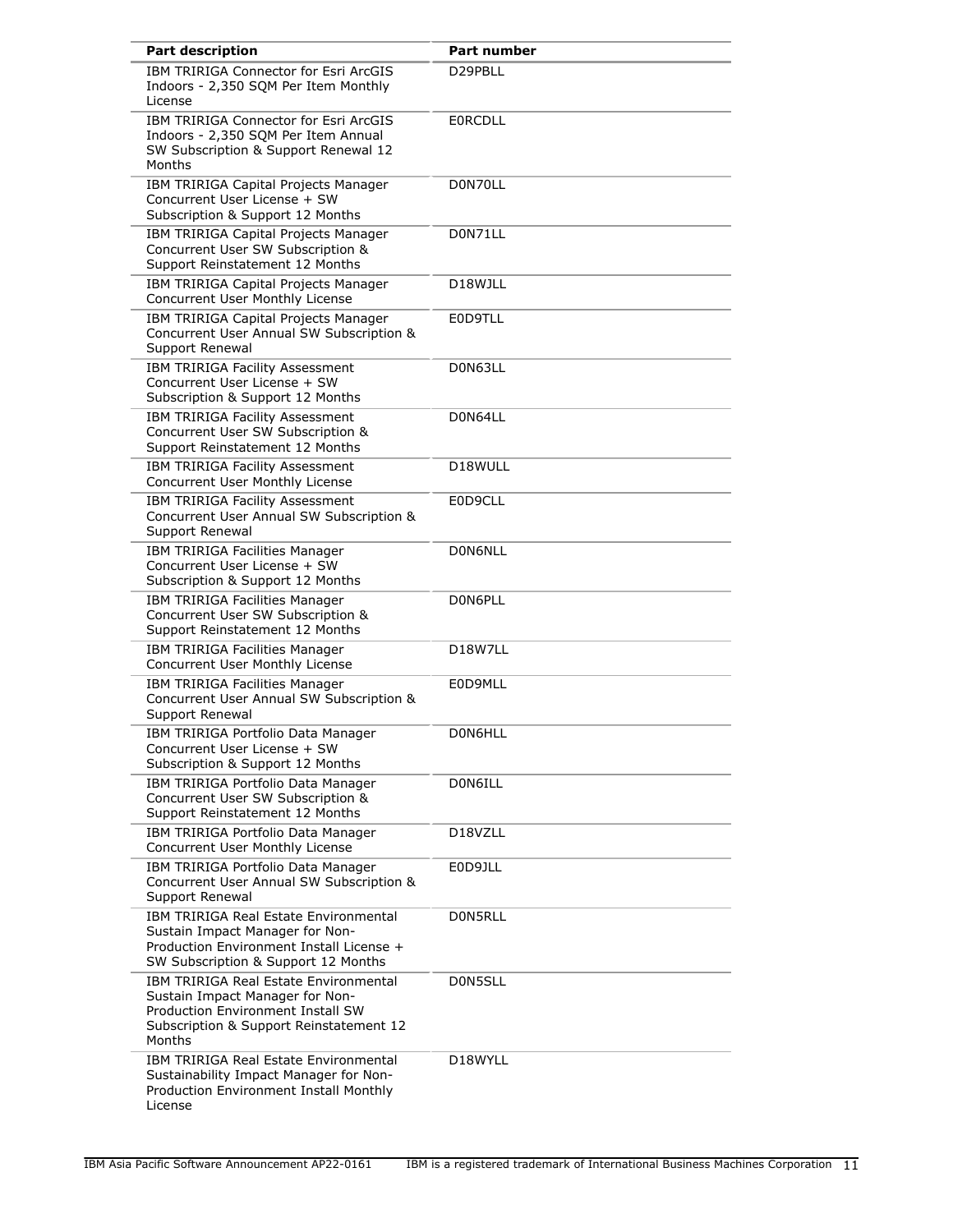| Part description | Part number |
| --- | --- |
| IBM TRIRIGA Connector for Esri ArcGIS Indoors - 2,350 SQM Per Item Monthly License | D29PBLL |
| IBM TRIRIGA Connector for Esri ArcGIS Indoors - 2,350 SQM Per Item Annual SW Subscription & Support Renewal 12 Months | E0RCDLL |
| IBM TRIRIGA Capital Projects Manager Concurrent User License + SW Subscription & Support 12 Months | D0N70LL |
| IBM TRIRIGA Capital Projects Manager Concurrent User SW Subscription & Support Reinstatement 12 Months | D0N71LL |
| IBM TRIRIGA Capital Projects Manager Concurrent User Monthly License | D18WJLL |
| IBM TRIRIGA Capital Projects Manager Concurrent User Annual SW Subscription & Support Renewal | E0D9TLL |
| IBM TRIRIGA Facility Assessment Concurrent User License + SW Subscription & Support 12 Months | D0N63LL |
| IBM TRIRIGA Facility Assessment Concurrent User SW Subscription & Support Reinstatement 12 Months | D0N64LL |
| IBM TRIRIGA Facility Assessment Concurrent User Monthly License | D18WULL |
| IBM TRIRIGA Facility Assessment Concurrent User Annual SW Subscription & Support Renewal | E0D9CLL |
| IBM TRIRIGA Facilities Manager Concurrent User License + SW Subscription & Support 12 Months | D0N6NLL |
| IBM TRIRIGA Facilities Manager Concurrent User SW Subscription & Support Reinstatement 12 Months | D0N6PLL |
| IBM TRIRIGA Facilities Manager Concurrent User Monthly License | D18W7LL |
| IBM TRIRIGA Facilities Manager Concurrent User Annual SW Subscription & Support Renewal | E0D9MLL |
| IBM TRIRIGA Portfolio Data Manager Concurrent User License + SW Subscription & Support 12 Months | D0N6HLL |
| IBM TRIRIGA Portfolio Data Manager Concurrent User SW Subscription & Support Reinstatement 12 Months | D0N6ILL |
| IBM TRIRIGA Portfolio Data Manager Concurrent User Monthly License | D18VZLL |
| IBM TRIRIGA Portfolio Data Manager Concurrent User Annual SW Subscription & Support Renewal | E0D9JLL |
| IBM TRIRIGA Real Estate Environmental Sustain Impact Manager for Non-Production Environment Install License + SW Subscription & Support 12 Months | D0N5RLL |
| IBM TRIRIGA Real Estate Environmental Sustain Impact Manager for Non-Production Environment Install SW Subscription & Support Reinstatement 12 Months | D0N5SLL |
| IBM TRIRIGA Real Estate Environmental Sustainability Impact Manager for Non-Production Environment Install Monthly License | D18WYLL |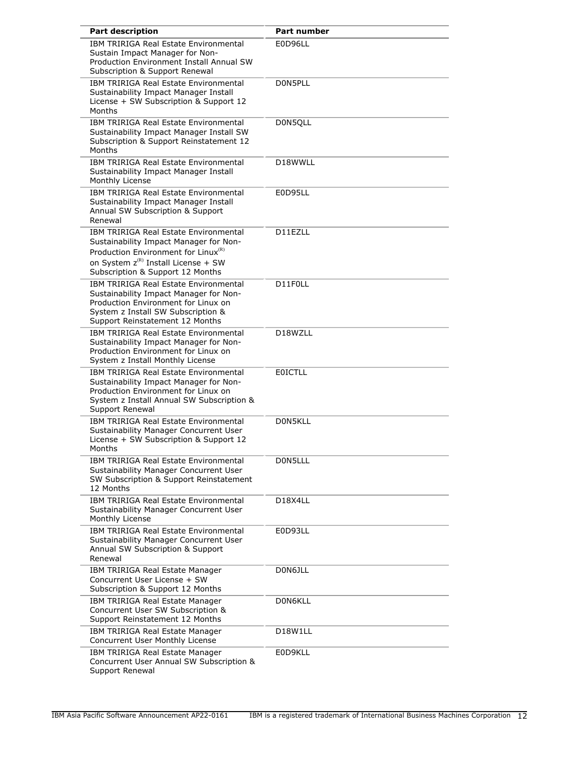| Part description | Part number |
|---|---|
| IBM TRIRIGA Real Estate Environmental Sustain Impact Manager for Non-Production Environment Install Annual SW Subscription & Support Renewal | E0D96LL |
| IBM TRIRIGA Real Estate Environmental Sustainability Impact Manager Install License + SW Subscription & Support 12 Months | D0N5PLL |
| IBM TRIRIGA Real Estate Environmental Sustainability Impact Manager Install SW Subscription & Support Reinstatement 12 Months | D0N5QLL |
| IBM TRIRIGA Real Estate Environmental Sustainability Impact Manager Install Monthly License | D18WWLL |
| IBM TRIRIGA Real Estate Environmental Sustainability Impact Manager Install Annual SW Subscription & Support Renewal | E0D95LL |
| IBM TRIRIGA Real Estate Environmental Sustainability Impact Manager for Non-Production Environment for Linux(R) on System z(R) Install License + SW Subscription & Support 12 Months | D11EZLL |
| IBM TRIRIGA Real Estate Environmental Sustainability Impact Manager for Non-Production Environment for Linux on System z Install SW Subscription & Support Reinstatement 12 Months | D11F0LL |
| IBM TRIRIGA Real Estate Environmental Sustainability Impact Manager for Non-Production Environment for Linux on System z Install Monthly License | D18WZLL |
| IBM TRIRIGA Real Estate Environmental Sustainability Impact Manager for Non-Production Environment for Linux on System z Install Annual SW Subscription & Support Renewal | E0ICTLL |
| IBM TRIRIGA Real Estate Environmental Sustainability Manager Concurrent User License + SW Subscription & Support 12 Months | D0N5KLL |
| IBM TRIRIGA Real Estate Environmental Sustainability Manager Concurrent User SW Subscription & Support Reinstatement 12 Months | D0N5LLL |
| IBM TRIRIGA Real Estate Environmental Sustainability Manager Concurrent User Monthly License | D18X4LL |
| IBM TRIRIGA Real Estate Environmental Sustainability Manager Concurrent User Annual SW Subscription & Support Renewal | E0D93LL |
| IBM TRIRIGA Real Estate Manager Concurrent User License + SW Subscription & Support 12 Months | D0N6JLL |
| IBM TRIRIGA Real Estate Manager Concurrent User SW Subscription & Support Reinstatement 12 Months | D0N6KLL |
| IBM TRIRIGA Real Estate Manager Concurrent User Monthly License | D18W1LL |
| IBM TRIRIGA Real Estate Manager Concurrent User Annual SW Subscription & Support Renewal | E0D9KLL |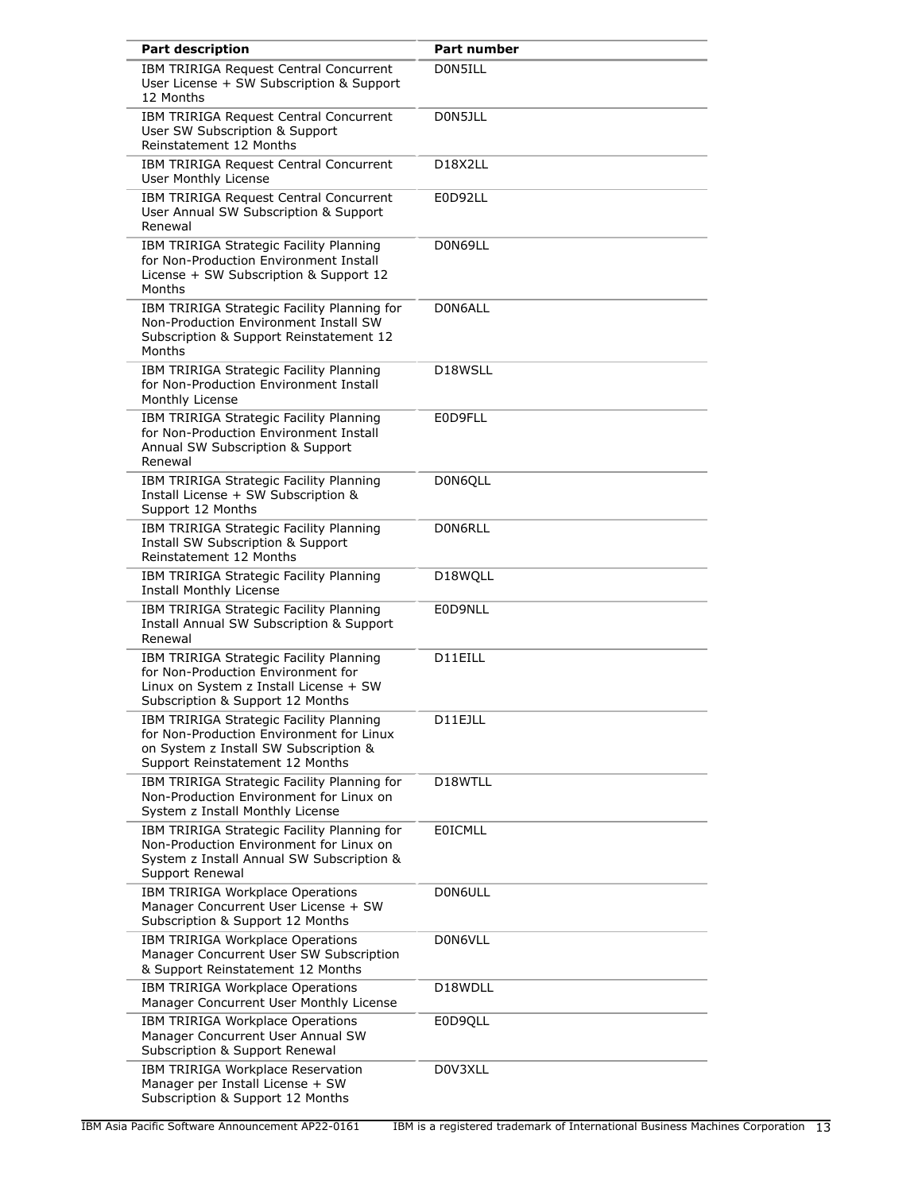| Part description | Part number |
| --- | --- |
| IBM TRIRIGA Request Central Concurrent User License + SW Subscription & Support 12 Months | D0N5ILL |
| IBM TRIRIGA Request Central Concurrent User SW Subscription & Support Reinstatement 12 Months | D0N5JLL |
| IBM TRIRIGA Request Central Concurrent User Monthly License | D18X2LL |
| IBM TRIRIGA Request Central Concurrent User Annual SW Subscription & Support Renewal | E0D92LL |
| IBM TRIRIGA Strategic Facility Planning for Non-Production Environment Install License + SW Subscription & Support 12 Months | D0N69LL |
| IBM TRIRIGA Strategic Facility Planning for Non-Production Environment Install SW Subscription & Support Reinstatement 12 Months | D0N6ALL |
| IBM TRIRIGA Strategic Facility Planning for Non-Production Environment Install Monthly License | D18WSLL |
| IBM TRIRIGA Strategic Facility Planning for Non-Production Environment Install Annual SW Subscription & Support Renewal | E0D9FLL |
| IBM TRIRIGA Strategic Facility Planning Install License + SW Subscription & Support 12 Months | D0N6QLL |
| IBM TRIRIGA Strategic Facility Planning Install SW Subscription & Support Reinstatement 12 Months | D0N6RLL |
| IBM TRIRIGA Strategic Facility Planning Install Monthly License | D18WQLL |
| IBM TRIRIGA Strategic Facility Planning Install Annual SW Subscription & Support Renewal | E0D9NLL |
| IBM TRIRIGA Strategic Facility Planning for Non-Production Environment for Linux on System z Install License + SW Subscription & Support 12 Months | D11EILL |
| IBM TRIRIGA Strategic Facility Planning for Non-Production Environment for Linux on System z Install SW Subscription & Support Reinstatement 12 Months | D11EJLL |
| IBM TRIRIGA Strategic Facility Planning for Non-Production Environment for Linux on System z Install Monthly License | D18WTLL |
| IBM TRIRIGA Strategic Facility Planning for Non-Production Environment for Linux on System z Install Annual SW Subscription & Support Renewal | E0ICMLL |
| IBM TRIRIGA Workplace Operations Manager Concurrent User License + SW Subscription & Support 12 Months | D0N6ULL |
| IBM TRIRIGA Workplace Operations Manager Concurrent User SW Subscription & Support Reinstatement 12 Months | D0N6VLL |
| IBM TRIRIGA Workplace Operations Manager Concurrent User Monthly License | D18WDLL |
| IBM TRIRIGA Workplace Operations Manager Concurrent User Annual SW Subscription & Support Renewal | E0D9QLL |
| IBM TRIRIGA Workplace Reservation Manager per Install License + SW Subscription & Support 12 Months | D0V3XLL |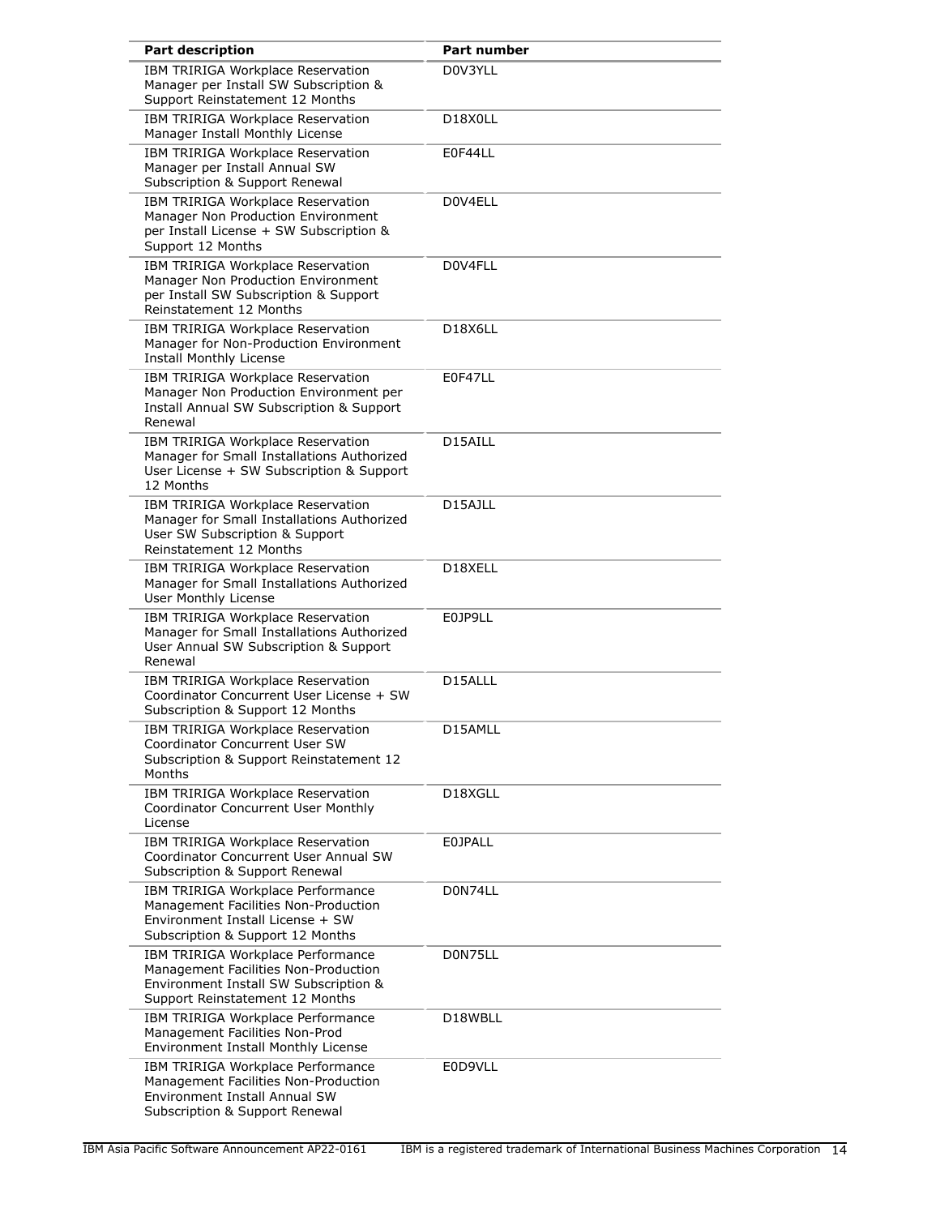| Part description | Part number |
|---|---|
| IBM TRIRIGA Workplace Reservation Manager per Install SW Subscription & Support Reinstatement 12 Months | D0V3YLL |
| IBM TRIRIGA Workplace Reservation Manager Install Monthly License | D18X0LL |
| IBM TRIRIGA Workplace Reservation Manager per Install Annual SW Subscription & Support Renewal | E0F44LL |
| IBM TRIRIGA Workplace Reservation Manager Non Production Environment per Install License + SW Subscription & Support 12 Months | D0V4ELL |
| IBM TRIRIGA Workplace Reservation Manager Non Production Environment per Install SW Subscription & Support Reinstatement 12 Months | D0V4FLL |
| IBM TRIRIGA Workplace Reservation Manager for Non-Production Environment Install Monthly License | D18X6LL |
| IBM TRIRIGA Workplace Reservation Manager Non Production Environment per Install Annual SW Subscription & Support Renewal | E0F47LL |
| IBM TRIRIGA Workplace Reservation Manager for Small Installations Authorized User License + SW Subscription & Support 12 Months | D15AILL |
| IBM TRIRIGA Workplace Reservation Manager for Small Installations Authorized User SW Subscription & Support Reinstatement 12 Months | D15AJLL |
| IBM TRIRIGA Workplace Reservation Manager for Small Installations Authorized User Monthly License | D18XELL |
| IBM TRIRIGA Workplace Reservation Manager for Small Installations Authorized User Annual SW Subscription & Support Renewal | E0JP9LL |
| IBM TRIRIGA Workplace Reservation Coordinator Concurrent User License + SW Subscription & Support 12 Months | D15ALLL |
| IBM TRIRIGA Workplace Reservation Coordinator Concurrent User SW Subscription & Support Reinstatement 12 Months | D15AMLL |
| IBM TRIRIGA Workplace Reservation Coordinator Concurrent User Monthly License | D18XGLL |
| IBM TRIRIGA Workplace Reservation Coordinator Concurrent User Annual SW Subscription & Support Renewal | E0JPALL |
| IBM TRIRIGA Workplace Performance Management Facilities Non-Production Environment Install License + SW Subscription & Support 12 Months | D0N74LL |
| IBM TRIRIGA Workplace Performance Management Facilities Non-Production Environment Install SW Subscription & Support Reinstatement 12 Months | D0N75LL |
| IBM TRIRIGA Workplace Performance Management Facilities Non-Prod Environment Install Monthly License | D18WBLL |
| IBM TRIRIGA Workplace Performance Management Facilities Non-Production Environment Install Annual SW Subscription & Support Renewal | E0D9VLL |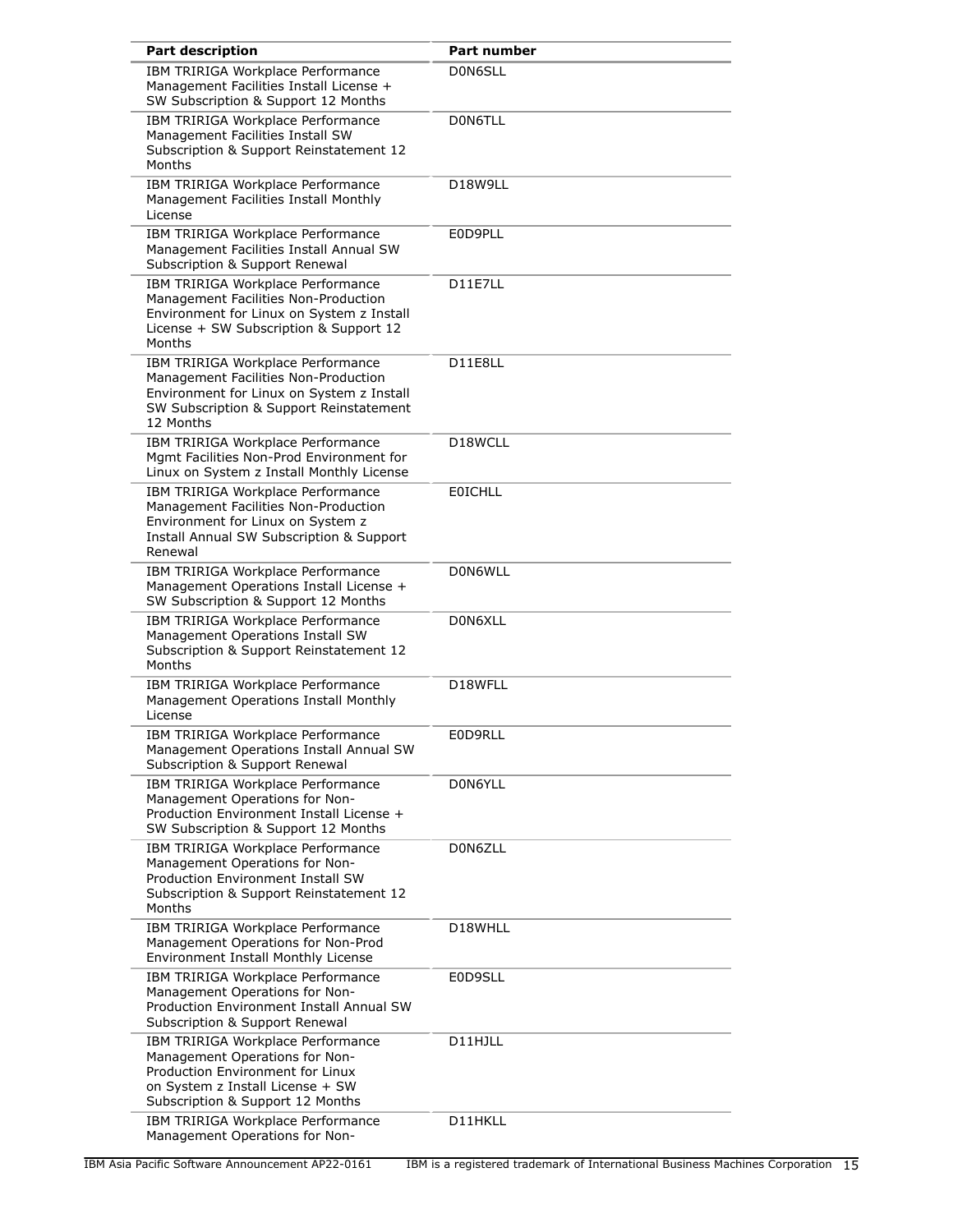| Part description | Part number |
|---|---|
| IBM TRIRIGA Workplace Performance Management Facilities Install License + SW Subscription & Support 12 Months | D0N6SLL |
| IBM TRIRIGA Workplace Performance Management Facilities Install SW Subscription & Support Reinstatement 12 Months | D0N6TLL |
| IBM TRIRIGA Workplace Performance Management Facilities Install Monthly License | D18W9LL |
| IBM TRIRIGA Workplace Performance Management Facilities Install Annual SW Subscription & Support Renewal | E0D9PLL |
| IBM TRIRIGA Workplace Performance Management Facilities Non-Production Environment for Linux on System z Install License + SW Subscription & Support 12 Months | D11E7LL |
| IBM TRIRIGA Workplace Performance Management Facilities Non-Production Environment for Linux on System z Install SW Subscription & Support Reinstatement 12 Months | D11E8LL |
| IBM TRIRIGA Workplace Performance Mgmt Facilities Non-Prod Environment for Linux on System z Install Monthly License | D18WCLL |
| IBM TRIRIGA Workplace Performance Management Facilities Non-Production Environment for Linux on System z Install Annual SW Subscription & Support Renewal | E0ICHLL |
| IBM TRIRIGA Workplace Performance Management Operations Install License + SW Subscription & Support 12 Months | D0N6WLL |
| IBM TRIRIGA Workplace Performance Management Operations Install SW Subscription & Support Reinstatement 12 Months | D0N6XLL |
| IBM TRIRIGA Workplace Performance Management Operations Install Monthly License | D18WFLL |
| IBM TRIRIGA Workplace Performance Management Operations Install Annual SW Subscription & Support Renewal | E0D9RLL |
| IBM TRIRIGA Workplace Performance Management Operations for Non-Production Environment Install License + SW Subscription & Support 12 Months | D0N6YLL |
| IBM TRIRIGA Workplace Performance Management Operations for Non-Production Environment Install SW Subscription & Support Reinstatement 12 Months | D0N6ZLL |
| IBM TRIRIGA Workplace Performance Management Operations for Non-Prod Environment Install Monthly License | D18WHLL |
| IBM TRIRIGA Workplace Performance Management Operations for Non-Production Environment Install Annual SW Subscription & Support Renewal | E0D9SLL |
| IBM TRIRIGA Workplace Performance Management Operations for Non-Production Environment for Linux on System z Install License + SW Subscription & Support 12 Months | D11HJLL |
| IBM TRIRIGA Workplace Performance Management Operations for Non- | D11HKLL |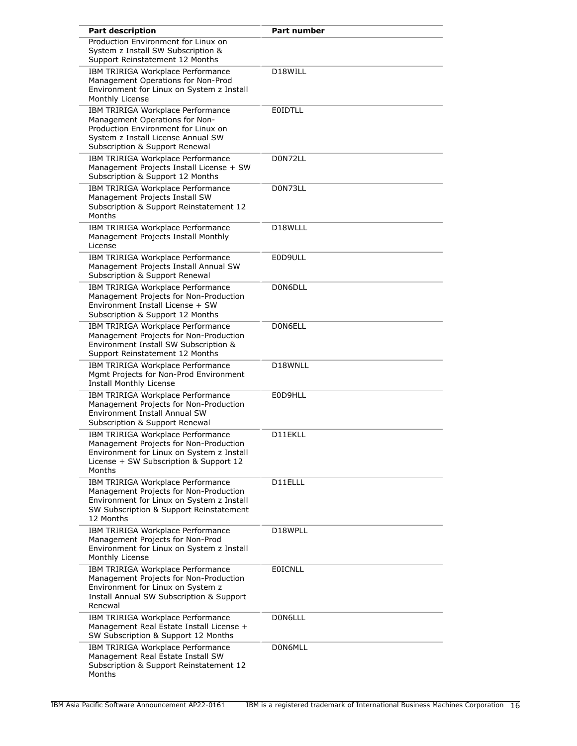| Part description | Part number |
| --- | --- |
| Production Environment for Linux on System z Install SW Subscription & Support Reinstatement 12 Months | |
| IBM TRIRIGA Workplace Performance Management Operations for Non-Prod Environment for Linux on System z Install Monthly License | D18WILL |
| IBM TRIRIGA Workplace Performance Management Operations for Non-Production Environment for Linux on System z Install License Annual SW Subscription & Support Renewal | E0IDTLL |
| IBM TRIRIGA Workplace Performance Management Projects Install License + SW Subscription & Support 12 Months | D0N72LL |
| IBM TRIRIGA Workplace Performance Management Projects Install SW Subscription & Support Reinstatement 12 Months | D0N73LL |
| IBM TRIRIGA Workplace Performance Management Projects Install Monthly License | D18WLLL |
| IBM TRIRIGA Workplace Performance Management Projects Install Annual SW Subscription & Support Renewal | E0D9ULL |
| IBM TRIRIGA Workplace Performance Management Projects for Non-Production Environment Install License + SW Subscription & Support 12 Months | D0N6DLL |
| IBM TRIRIGA Workplace Performance Management Projects for Non-Production Environment Install SW Subscription & Support Reinstatement 12 Months | D0N6ELL |
| IBM TRIRIGA Workplace Performance Mgmt Projects for Non-Prod Environment Install Monthly License | D18WNLL |
| IBM TRIRIGA Workplace Performance Management Projects for Non-Production Environment Install Annual SW Subscription & Support Renewal | E0D9HLL |
| IBM TRIRIGA Workplace Performance Management Projects for Non-Production Environment for Linux on System z Install License + SW Subscription & Support 12 Months | D11EKLL |
| IBM TRIRIGA Workplace Performance Management Projects for Non-Production Environment for Linux on System z Install SW Subscription & Support Reinstatement 12 Months | D11ELLL |
| IBM TRIRIGA Workplace Performance Management Projects for Non-Prod Environment for Linux on System z Install Monthly License | D18WPLL |
| IBM TRIRIGA Workplace Performance Management Projects for Non-Production Environment for Linux on System z Install Annual SW Subscription & Support Renewal | E0ICNLL |
| IBM TRIRIGA Workplace Performance Management Real Estate Install License + SW Subscription & Support 12 Months | D0N6LLL |
| IBM TRIRIGA Workplace Performance Management Real Estate Install SW Subscription & Support Reinstatement 12 Months | D0N6MLL |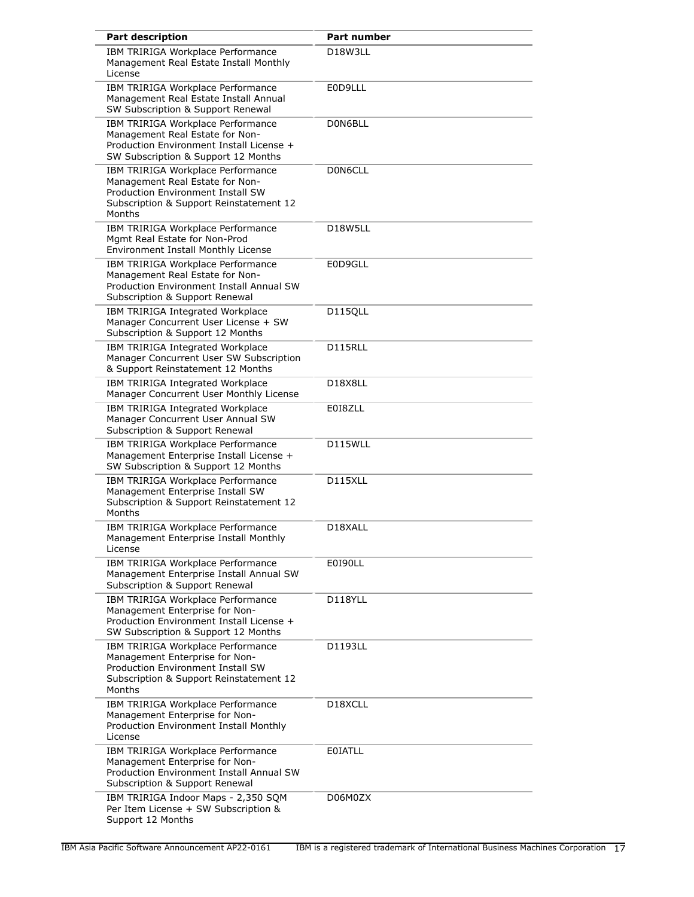| Part description | Part number |
|---|---|
| IBM TRIRIGA Workplace Performance Management Real Estate Install Monthly License | D18W3LL |
| IBM TRIRIGA Workplace Performance Management Real Estate Install Annual SW Subscription & Support Renewal | E0D9LLL |
| IBM TRIRIGA Workplace Performance Management Real Estate for Non-Production Environment Install License + SW Subscription & Support 12 Months | D0N6BLL |
| IBM TRIRIGA Workplace Performance Management Real Estate for Non-Production Environment Install SW Subscription & Support Reinstatement 12 Months | D0N6CLL |
| IBM TRIRIGA Workplace Performance Mgmt Real Estate for Non-Prod Environment Install Monthly License | D18W5LL |
| IBM TRIRIGA Workplace Performance Management Real Estate for Non-Production Environment Install Annual SW Subscription & Support Renewal | E0D9GLL |
| IBM TRIRIGA Integrated Workplace Manager Concurrent User License + SW Subscription & Support 12 Months | D115QLL |
| IBM TRIRIGA Integrated Workplace Manager Concurrent User SW Subscription & Support Reinstatement 12 Months | D115RLL |
| IBM TRIRIGA Integrated Workplace Manager Concurrent User Monthly License | D18X8LL |
| IBM TRIRIGA Integrated Workplace Manager Concurrent User Annual SW Subscription & Support Renewal | E0I8ZLL |
| IBM TRIRIGA Workplace Performance Management Enterprise Install License + SW Subscription & Support 12 Months | D115WLL |
| IBM TRIRIGA Workplace Performance Management Enterprise Install SW Subscription & Support Reinstatement 12 Months | D115XLL |
| IBM TRIRIGA Workplace Performance Management Enterprise Install Monthly License | D18XALL |
| IBM TRIRIGA Workplace Performance Management Enterprise Install Annual SW Subscription & Support Renewal | E0I90LL |
| IBM TRIRIGA Workplace Performance Management Enterprise for Non-Production Environment Install License + SW Subscription & Support 12 Months | D118YLL |
| IBM TRIRIGA Workplace Performance Management Enterprise for Non-Production Environment Install SW Subscription & Support Reinstatement 12 Months | D1193LL |
| IBM TRIRIGA Workplace Performance Management Enterprise for Non-Production Environment Install Monthly License | D18XCLL |
| IBM TRIRIGA Workplace Performance Management Enterprise for Non-Production Environment Install Annual SW Subscription & Support Renewal | E0IATLL |
| IBM TRIRIGA Indoor Maps - 2,350 SQM Per Item License + SW Subscription & Support 12 Months | D06M0ZX |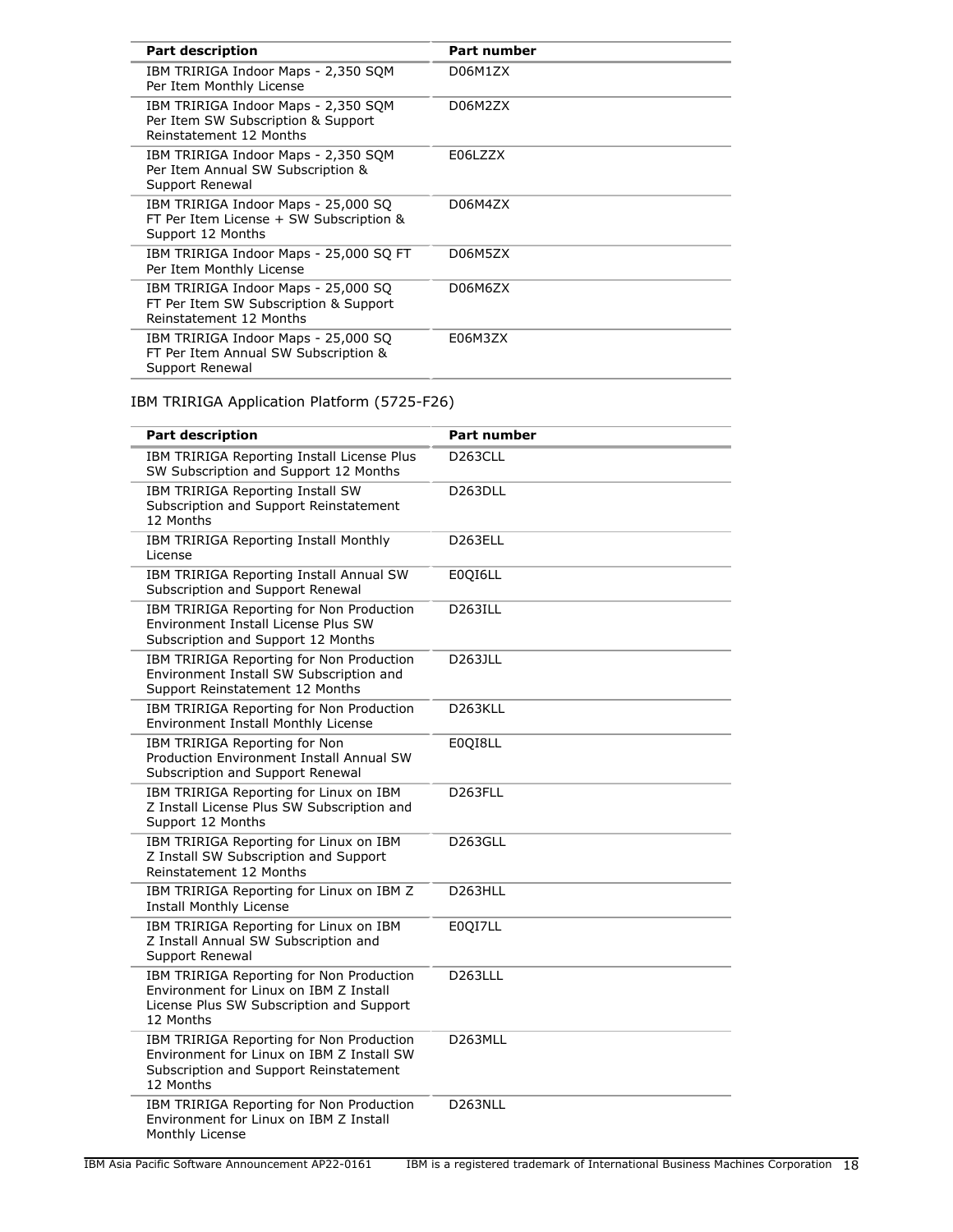| Part description | Part number |
|---|---|
| IBM TRIRIGA Indoor Maps - 2,350 SQM Per Item Monthly License | D06M1ZX |
| IBM TRIRIGA Indoor Maps - 2,350 SQM Per Item SW Subscription & Support Reinstatement 12 Months | D06M2ZX |
| IBM TRIRIGA Indoor Maps - 2,350 SQM Per Item Annual SW Subscription & Support Renewal | E06LZZX |
| IBM TRIRIGA Indoor Maps - 25,000 SQ FT Per Item License + SW Subscription & Support 12 Months | D06M4ZX |
| IBM TRIRIGA Indoor Maps - 25,000 SQ FT Per Item Monthly License | D06M5ZX |
| IBM TRIRIGA Indoor Maps - 25,000 SQ FT Per Item SW Subscription & Support Reinstatement 12 Months | D06M6ZX |
| IBM TRIRIGA Indoor Maps - 25,000 SQ FT Per Item Annual SW Subscription & Support Renewal | E06M3ZX |

IBM TRIRIGA Application Platform (5725-F26)

| Part description | Part number |
|---|---|
| IBM TRIRIGA Reporting Install License Plus SW Subscription and Support 12 Months | D263CLL |
| IBM TRIRIGA Reporting Install SW Subscription and Support Reinstatement 12 Months | D263DLL |
| IBM TRIRIGA Reporting Install Monthly License | D263ELL |
| IBM TRIRIGA Reporting Install Annual SW Subscription and Support Renewal | E0QI6LL |
| IBM TRIRIGA Reporting for Non Production Environment Install License Plus SW Subscription and Support 12 Months | D263ILL |
| IBM TRIRIGA Reporting for Non Production Environment Install SW Subscription and Support Reinstatement 12 Months | D263JLL |
| IBM TRIRIGA Reporting for Non Production Environment Install Monthly License | D263KLL |
| IBM TRIRIGA Reporting for Non Production Environment Install Annual SW Subscription and Support Renewal | E0QI8LL |
| IBM TRIRIGA Reporting for Linux on IBM Z Install License Plus SW Subscription and Support 12 Months | D263FLL |
| IBM TRIRIGA Reporting for Linux on IBM Z Install SW Subscription and Support Reinstatement 12 Months | D263GLL |
| IBM TRIRIGA Reporting for Linux on IBM Z Install Monthly License | D263HLL |
| IBM TRIRIGA Reporting for Linux on IBM Z Install Annual SW Subscription and Support Renewal | E0QI7LL |
| IBM TRIRIGA Reporting for Non Production Environment for Linux on IBM Z Install License Plus SW Subscription and Support 12 Months | D263LLL |
| IBM TRIRIGA Reporting for Non Production Environment for Linux on IBM Z Install SW Subscription and Support Reinstatement 12 Months | D263MLL |
| IBM TRIRIGA Reporting for Non Production Environment for Linux on IBM Z Install Monthly License | D263NLL |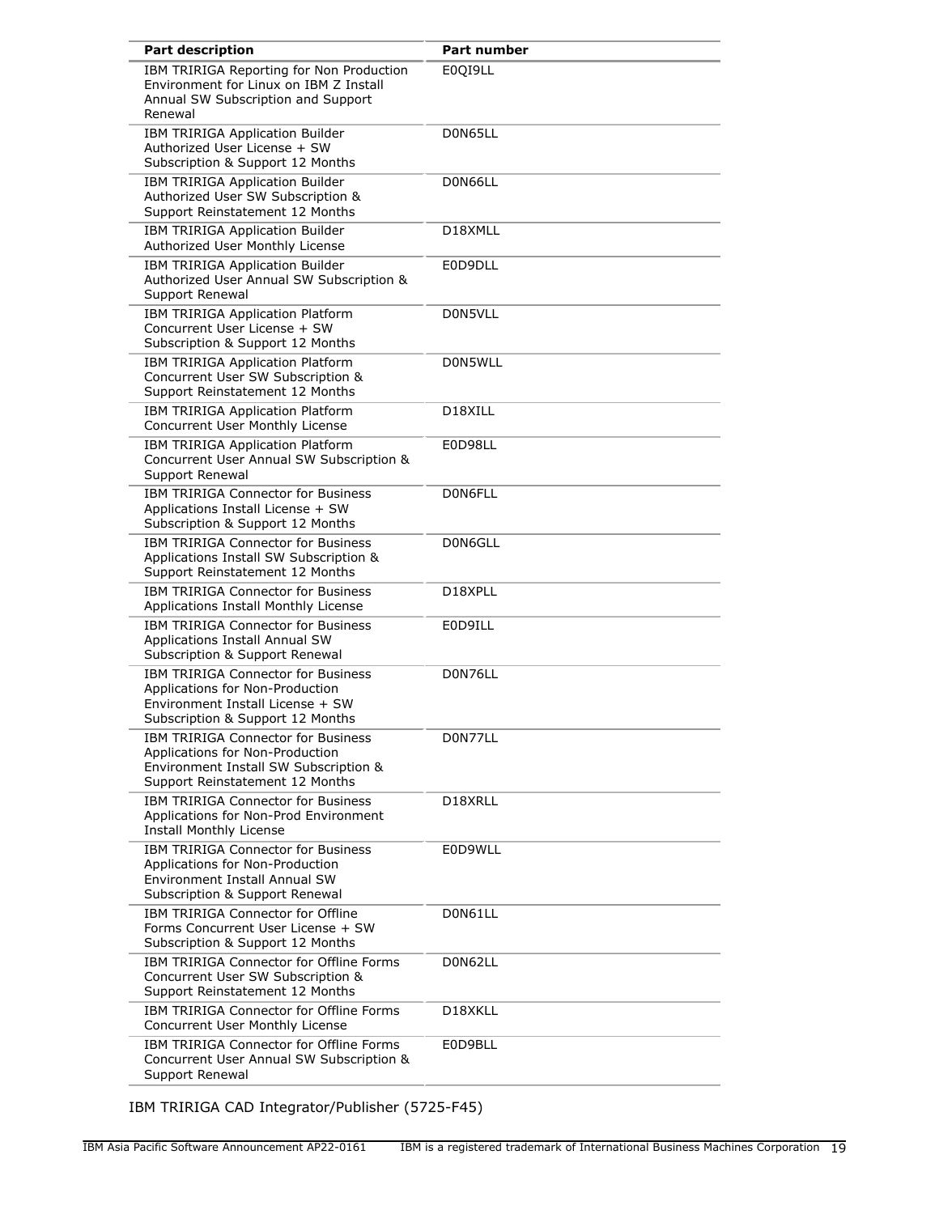| Part description | Part number |
|---|---|
| IBM TRIRIGA Reporting for Non Production Environment for Linux on IBM Z Install Annual SW Subscription and Support Renewal | E0QI9LL |
| IBM TRIRIGA Application Builder Authorized User License + SW Subscription & Support 12 Months | D0N65LL |
| IBM TRIRIGA Application Builder Authorized User SW Subscription & Support Reinstatement 12 Months | D0N66LL |
| IBM TRIRIGA Application Builder Authorized User Monthly License | D18XMLL |
| IBM TRIRIGA Application Builder Authorized User Annual SW Subscription & Support Renewal | E0D9DLL |
| IBM TRIRIGA Application Platform Concurrent User License + SW Subscription & Support 12 Months | D0N5VLL |
| IBM TRIRIGA Application Platform Concurrent User SW Subscription & Support Reinstatement 12 Months | D0N5WLL |
| IBM TRIRIGA Application Platform Concurrent User Monthly License | D18XILL |
| IBM TRIRIGA Application Platform Concurrent User Annual SW Subscription & Support Renewal | E0D98LL |
| IBM TRIRIGA Connector for Business Applications Install License + SW Subscription & Support 12 Months | D0N6FLL |
| IBM TRIRIGA Connector for Business Applications Install SW Subscription & Support Reinstatement 12 Months | D0N6GLL |
| IBM TRIRIGA Connector for Business Applications Install Monthly License | D18XPLL |
| IBM TRIRIGA Connector for Business Applications Install Annual SW Subscription & Support Renewal | E0D9ILL |
| IBM TRIRIGA Connector for Business Applications for Non-Production Environment Install License + SW Subscription & Support 12 Months | D0N76LL |
| IBM TRIRIGA Connector for Business Applications for Non-Production Environment Install SW Subscription & Support Reinstatement 12 Months | D0N77LL |
| IBM TRIRIGA Connector for Business Applications for Non-Prod Environment Install Monthly License | D18XRLL |
| IBM TRIRIGA Connector for Business Applications for Non-Production Environment Install Annual SW Subscription & Support Renewal | E0D9WLL |
| IBM TRIRIGA Connector for Offline Forms Concurrent User License + SW Subscription & Support 12 Months | D0N61LL |
| IBM TRIRIGA Connector for Offline Forms Concurrent User SW Subscription & Support Reinstatement 12 Months | D0N62LL |
| IBM TRIRIGA Connector for Offline Forms Concurrent User Monthly License | D18XKLL |
| IBM TRIRIGA Connector for Offline Forms Concurrent User Annual SW Subscription & Support Renewal | E0D9BLL |

IBM TRIRIGA CAD Integrator/Publisher (5725-F45)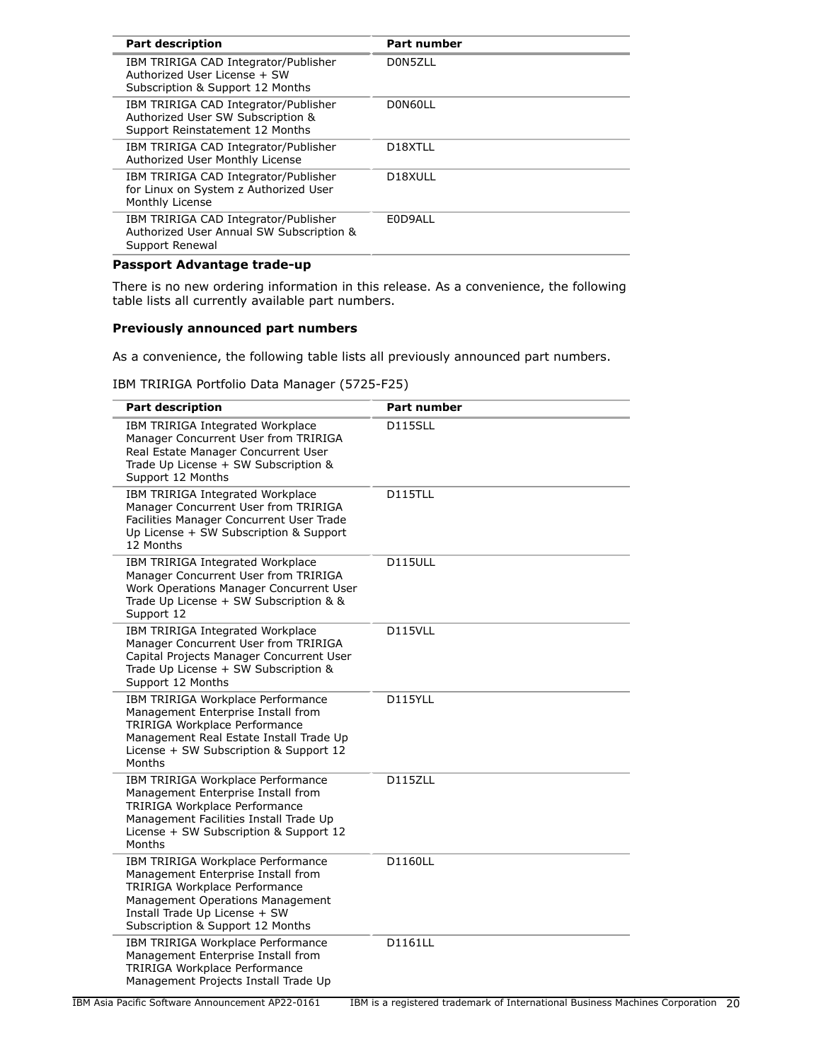| Part description | Part number |
|---|---|
| IBM TRIRIGA CAD Integrator/Publisher Authorized User License + SW Subscription & Support 12 Months | D0N5ZLL |
| IBM TRIRIGA CAD Integrator/Publisher Authorized User SW Subscription & Support Reinstatement 12 Months | D0N60LL |
| IBM TRIRIGA CAD Integrator/Publisher Authorized User Monthly License | D18XTLL |
| IBM TRIRIGA CAD Integrator/Publisher for Linux on System z Authorized User Monthly License | D18XULL |
| IBM TRIRIGA CAD Integrator/Publisher Authorized User Annual SW Subscription & Support Renewal | E0D9ALL |

**Passport Advantage trade-up**

There is no new ordering information in this release. As a convenience, the following table lists all currently available part numbers.

**Previously announced part numbers**

As a convenience, the following table lists all previously announced part numbers.

IBM TRIRIGA Portfolio Data Manager (5725-F25)

| Part description | Part number |
|---|---|
| IBM TRIRIGA Integrated Workplace Manager Concurrent User from TRIRIGA Real Estate Manager Concurrent User Trade Up License + SW Subscription & Support 12 Months | D115SLL |
| IBM TRIRIGA Integrated Workplace Manager Concurrent User from TRIRIGA Facilities Manager Concurrent User Trade Up License + SW Subscription & Support 12 Months | D115TLL |
| IBM TRIRIGA Integrated Workplace Manager Concurrent User from TRIRIGA Work Operations Manager Concurrent User Trade Up License + SW Subscription & & Support 12 | D115ULL |
| IBM TRIRIGA Integrated Workplace Manager Concurrent User from TRIRIGA Capital Projects Manager Concurrent User Trade Up License + SW Subscription & Support 12 Months | D115VLL |
| IBM TRIRIGA Workplace Performance Management Enterprise Install from TRIRIGA Workplace Performance Management Real Estate Install Trade Up License + SW Subscription & Support 12 Months | D115YLL |
| IBM TRIRIGA Workplace Performance Management Enterprise Install from TRIRIGA Workplace Performance Management Facilities Install Trade Up License + SW Subscription & Support 12 Months | D115ZLL |
| IBM TRIRIGA Workplace Performance Management Enterprise Install from TRIRIGA Workplace Performance Management Operations Management Install Trade Up License + SW Subscription & Support 12 Months | D1160LL |
| IBM TRIRIGA Workplace Performance Management Enterprise Install from TRIRIGA Workplace Performance Management Projects Install Trade Up | D1161LL |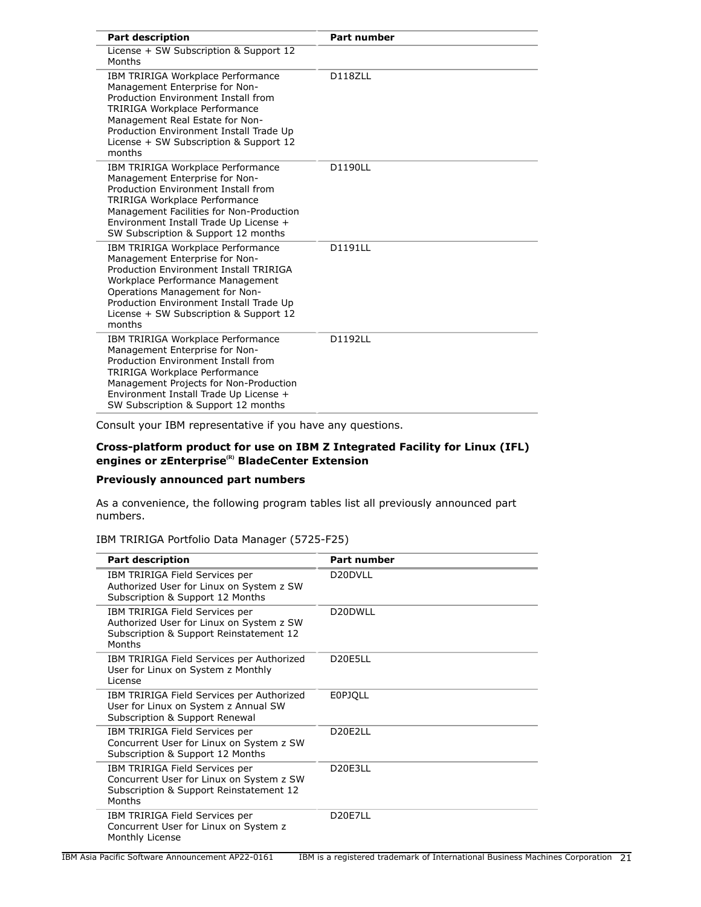| Part description | Part number |
|---|---|
| License + SW Subscription & Support 12 Months | |
| IBM TRIRIGA Workplace Performance Management Enterprise for Non-Production Environment Install from TRIRIGA Workplace Performance Management Real Estate for Non-Production Environment Install Trade Up License + SW Subscription & Support 12 months | D118ZLL |
| IBM TRIRIGA Workplace Performance Management Enterprise for Non-Production Environment Install from TRIRIGA Workplace Performance Management Facilities for Non-Production Environment Install Trade Up License + SW Subscription & Support 12 months | D1190LL |
| IBM TRIRIGA Workplace Performance Management Enterprise for Non-Production Environment Install TRIRIGA Workplace Performance Management Operations Management for Non-Production Environment Install Trade Up License + SW Subscription & Support 12 months | D1191LL |
| IBM TRIRIGA Workplace Performance Management Enterprise for Non-Production Environment Install from TRIRIGA Workplace Performance Management Projects for Non-Production Environment Install Trade Up License + SW Subscription & Support 12 months | D1192LL |

Consult your IBM representative if you have any questions.

**Cross-platform product for use on IBM Z Integrated Facility for Linux (IFL) engines or zEnterprise(R) BladeCenter Extension**

**Previously announced part numbers**

As a convenience, the following program tables list all previously announced part numbers.

IBM TRIRIGA Portfolio Data Manager (5725-F25)

| Part description | Part number |
|---|---|
| IBM TRIRIGA Field Services per Authorized User for Linux on System z SW Subscription & Support 12 Months | D20DVLL |
| IBM TRIRIGA Field Services per Authorized User for Linux on System z SW Subscription & Support Reinstatement 12 Months | D20DWLL |
| IBM TRIRIGA Field Services per Authorized User for Linux on System z Monthly License | D20E5LL |
| IBM TRIRIGA Field Services per Authorized User for Linux on System z Annual SW Subscription & Support Renewal | E0PJQLL |
| IBM TRIRIGA Field Services per Concurrent User for Linux on System z SW Subscription & Support 12 Months | D20E2LL |
| IBM TRIRIGA Field Services per Concurrent User for Linux on System z SW Subscription & Support Reinstatement 12 Months | D20E3LL |
| IBM TRIRIGA Field Services per Concurrent User for Linux on System z Monthly License | D20E7LL |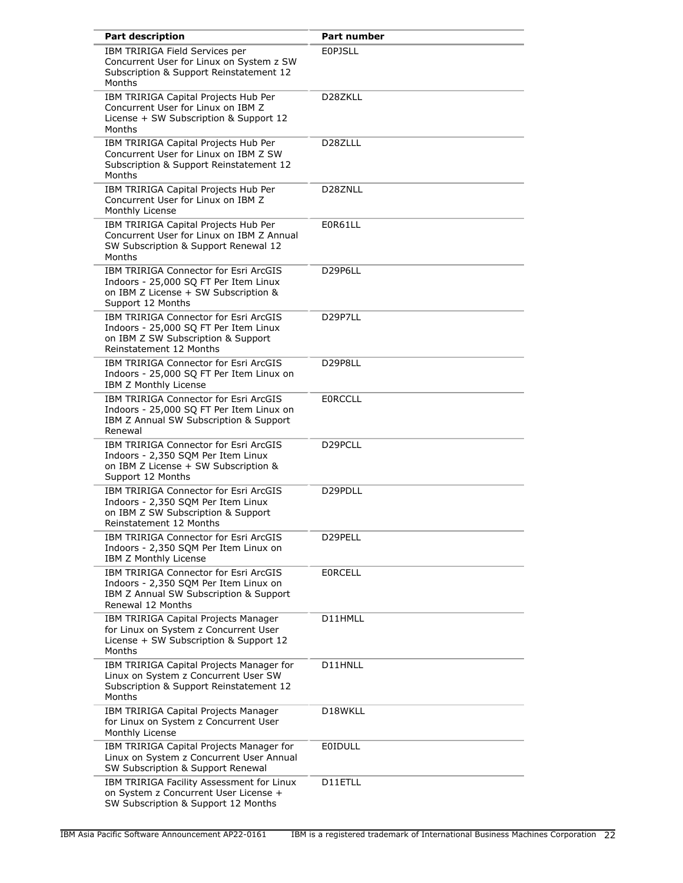| Part description | Part number |
|---|---|
| IBM TRIRIGA Field Services per Concurrent User for Linux on System z SW Subscription & Support Reinstatement 12 Months | E0PJSLL |
| IBM TRIRIGA Capital Projects Hub Per Concurrent User for Linux on IBM Z License + SW Subscription & Support 12 Months | D28ZKLL |
| IBM TRIRIGA Capital Projects Hub Per Concurrent User for Linux on IBM Z SW Subscription & Support Reinstatement 12 Months | D28ZLLL |
| IBM TRIRIGA Capital Projects Hub Per Concurrent User for Linux on IBM Z Monthly License | D28ZNLL |
| IBM TRIRIGA Capital Projects Hub Per Concurrent User for Linux on IBM Z Annual SW Subscription & Support Renewal 12 Months | E0R61LL |
| IBM TRIRIGA Connector for Esri ArcGIS Indoors - 25,000 SQ FT Per Item Linux on IBM Z License + SW Subscription & Support 12 Months | D29P6LL |
| IBM TRIRIGA Connector for Esri ArcGIS Indoors - 25,000 SQ FT Per Item Linux on IBM Z SW Subscription & Support Reinstatement 12 Months | D29P7LL |
| IBM TRIRIGA Connector for Esri ArcGIS Indoors - 25,000 SQ FT Per Item Linux on IBM Z Monthly License | D29P8LL |
| IBM TRIRIGA Connector for Esri ArcGIS Indoors - 25,000 SQ FT Per Item Linux on IBM Z Annual SW Subscription & Support Renewal | E0RCCLL |
| IBM TRIRIGA Connector for Esri ArcGIS Indoors - 2,350 SQM Per Item Linux on IBM Z License + SW Subscription & Support 12 Months | D29PCLL |
| IBM TRIRIGA Connector for Esri ArcGIS Indoors - 2,350 SQM Per Item Linux on IBM Z SW Subscription & Support Reinstatement 12 Months | D29PDLL |
| IBM TRIRIGA Connector for Esri ArcGIS Indoors - 2,350 SQM Per Item Linux on IBM Z Monthly License | D29PELL |
| IBM TRIRIGA Connector for Esri ArcGIS Indoors - 2,350 SQM Per Item Linux on IBM Z Annual SW Subscription & Support Renewal 12 Months | E0RCELL |
| IBM TRIRIGA Capital Projects Manager for Linux on System z Concurrent User License + SW Subscription & Support 12 Months | D11HMLL |
| IBM TRIRIGA Capital Projects Manager for Linux on System z Concurrent User SW Subscription & Support Reinstatement 12 Months | D11HNLL |
| IBM TRIRIGA Capital Projects Manager for Linux on System z Concurrent User Monthly License | D18WKLL |
| IBM TRIRIGA Capital Projects Manager for Linux on System z Concurrent User Annual SW Subscription & Support Renewal | E0IDULL |
| IBM TRIRIGA Facility Assessment for Linux on System z Concurrent User License + SW Subscription & Support 12 Months | D11ETLL |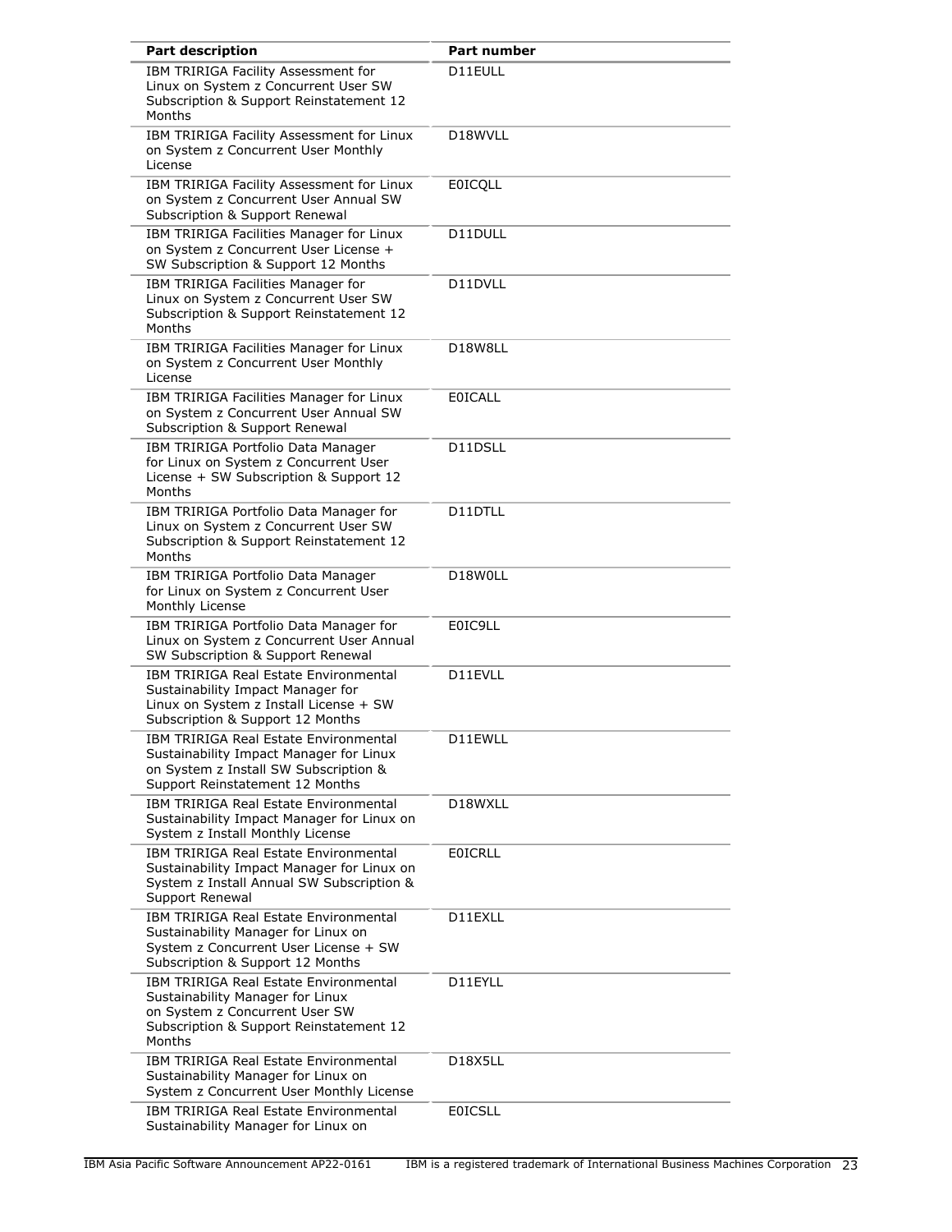| Part description | Part number |
|---|---|
| IBM TRIRIGA Facility Assessment for Linux on System z Concurrent User SW Subscription & Support Reinstatement 12 Months | D11EULL |
| IBM TRIRIGA Facility Assessment for Linux on System z Concurrent User Monthly License | D18WVLL |
| IBM TRIRIGA Facility Assessment for Linux on System z Concurrent User Annual SW Subscription & Support Renewal | E0ICQLL |
| IBM TRIRIGA Facilities Manager for Linux on System z Concurrent User License + SW Subscription & Support 12 Months | D11DULL |
| IBM TRIRIGA Facilities Manager for Linux on System z Concurrent User SW Subscription & Support Reinstatement 12 Months | D11DVLL |
| IBM TRIRIGA Facilities Manager for Linux on System z Concurrent User Monthly License | D18W8LL |
| IBM TRIRIGA Facilities Manager for Linux on System z Concurrent User Annual SW Subscription & Support Renewal | E0ICALL |
| IBM TRIRIGA Portfolio Data Manager for Linux on System z Concurrent User License + SW Subscription & Support 12 Months | D11DSLL |
| IBM TRIRIGA Portfolio Data Manager for Linux on System z Concurrent User SW Subscription & Support Reinstatement 12 Months | D11DTLL |
| IBM TRIRIGA Portfolio Data Manager for Linux on System z Concurrent User Monthly License | D18W0LL |
| IBM TRIRIGA Portfolio Data Manager for Linux on System z Concurrent User Annual SW Subscription & Support Renewal | E0IC9LL |
| IBM TRIRIGA Real Estate Environmental Sustainability Impact Manager for Linux on System z Install License + SW Subscription & Support 12 Months | D11EVLL |
| IBM TRIRIGA Real Estate Environmental Sustainability Impact Manager for Linux on System z Install SW Subscription & Support Reinstatement 12 Months | D11EWLL |
| IBM TRIRIGA Real Estate Environmental Sustainability Impact Manager for Linux on System z Install Monthly License | D18WXLL |
| IBM TRIRIGA Real Estate Environmental Sustainability Impact Manager for Linux on System z Install Annual SW Subscription & Support Renewal | E0ICRLL |
| IBM TRIRIGA Real Estate Environmental Sustainability Manager for Linux on System z Concurrent User License + SW Subscription & Support 12 Months | D11EXLL |
| IBM TRIRIGA Real Estate Environmental Sustainability Manager for Linux on System z Concurrent User SW Subscription & Support Reinstatement 12 Months | D11EYLL |
| IBM TRIRIGA Real Estate Environmental Sustainability Manager for Linux on System z Concurrent User Monthly License | D18X5LL |
| IBM TRIRIGA Real Estate Environmental Sustainability Manager for Linux on | E0ICSLL |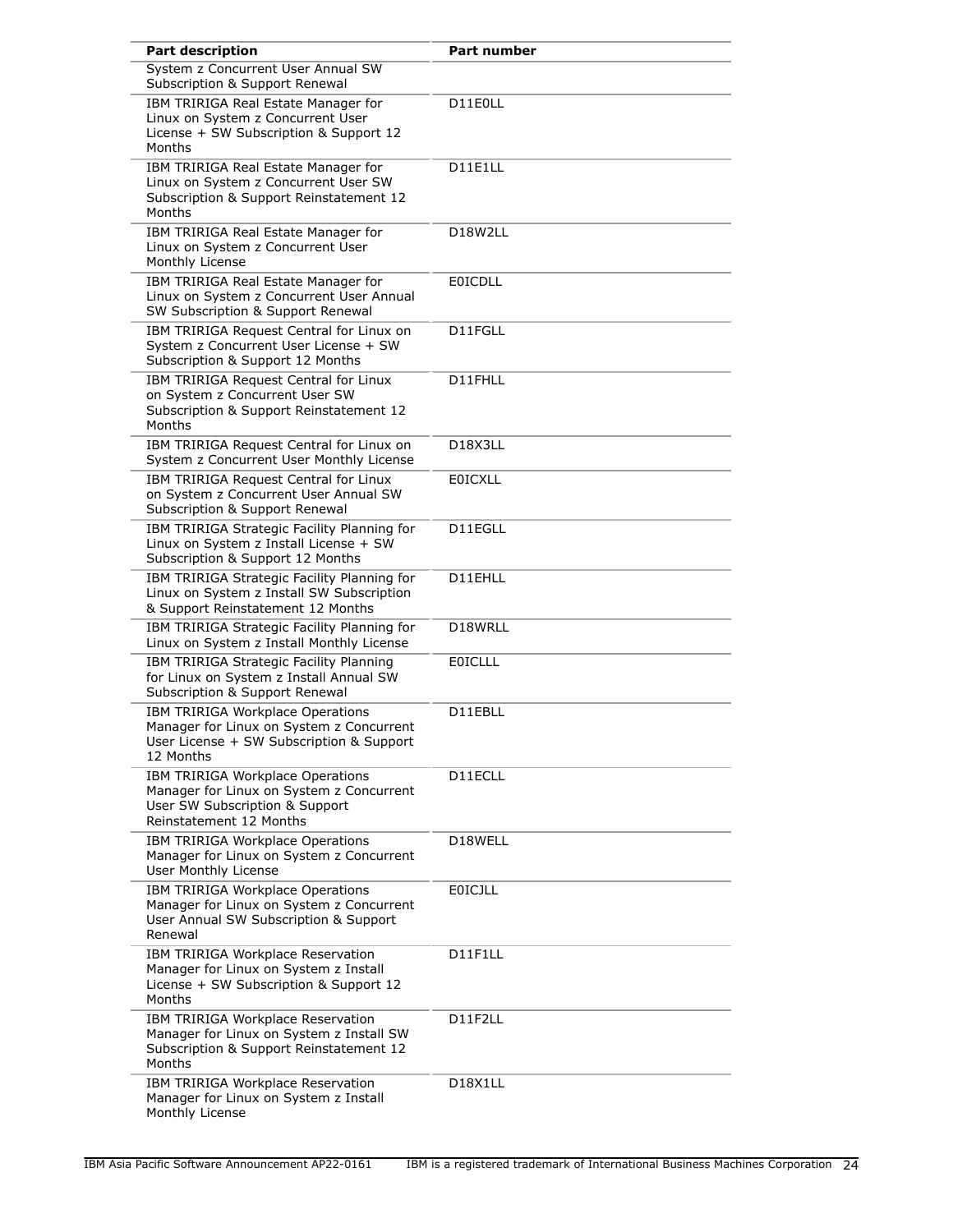| Part description | Part number |
| --- | --- |
| System z Concurrent User Annual SW Subscription & Support Renewal | |
| IBM TRIRIGA Real Estate Manager for Linux on System z Concurrent User License + SW Subscription & Support 12 Months | D11E0LL |
| IBM TRIRIGA Real Estate Manager for Linux on System z Concurrent User SW Subscription & Support Reinstatement 12 Months | D11E1LL |
| IBM TRIRIGA Real Estate Manager for Linux on System z Concurrent User Monthly License | D18W2LL |
| IBM TRIRIGA Real Estate Manager for Linux on System z Concurrent User Annual SW Subscription & Support Renewal | E0ICDLL |
| IBM TRIRIGA Request Central for Linux on System z Concurrent User License + SW Subscription & Support 12 Months | D11FGLL |
| IBM TRIRIGA Request Central for Linux on System z Concurrent User SW Subscription & Support Reinstatement 12 Months | D11FHLL |
| IBM TRIRIGA Request Central for Linux on System z Concurrent User Monthly License | D18X3LL |
| IBM TRIRIGA Request Central for Linux on System z Concurrent User Annual SW Subscription & Support Renewal | E0ICXLL |
| IBM TRIRIGA Strategic Facility Planning for Linux on System z Install License + SW Subscription & Support 12 Months | D11EGLL |
| IBM TRIRIGA Strategic Facility Planning for Linux on System z Install SW Subscription & Support Reinstatement 12 Months | D11EHLL |
| IBM TRIRIGA Strategic Facility Planning for Linux on System z Install Monthly License | D18WRLL |
| IBM TRIRIGA Strategic Facility Planning for Linux on System z Install Annual SW Subscription & Support Renewal | E0ICLLL |
| IBM TRIRIGA Workplace Operations Manager for Linux on System z Concurrent User License + SW Subscription & Support 12 Months | D11EBLL |
| IBM TRIRIGA Workplace Operations Manager for Linux on System z Concurrent User SW Subscription & Support Reinstatement 12 Months | D11ECLL |
| IBM TRIRIGA Workplace Operations Manager for Linux on System z Concurrent User Monthly License | D18WELL |
| IBM TRIRIGA Workplace Operations Manager for Linux on System z Concurrent User Annual SW Subscription & Support Renewal | E0ICJLL |
| IBM TRIRIGA Workplace Reservation Manager for Linux on System z Install License + SW Subscription & Support 12 Months | D11F1LL |
| IBM TRIRIGA Workplace Reservation Manager for Linux on System z Install SW Subscription & Support Reinstatement 12 Months | D11F2LL |
| IBM TRIRIGA Workplace Reservation Manager for Linux on System z Install Monthly License | D18X1LL |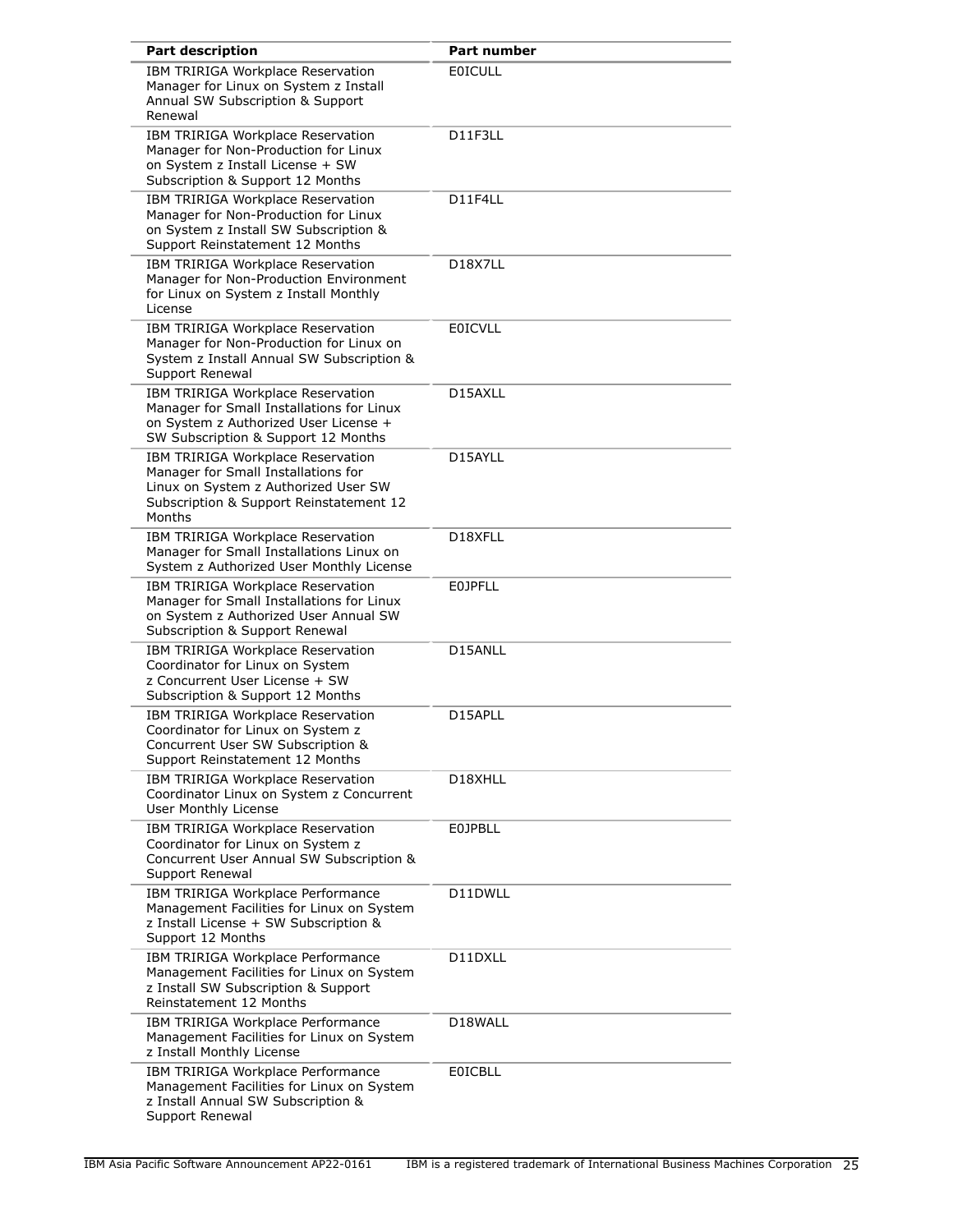| Part description | Part number |
| --- | --- |
| IBM TRIRIGA Workplace Reservation Manager for Linux on System z Install Annual SW Subscription & Support Renewal | E0ICULL |
| IBM TRIRIGA Workplace Reservation Manager for Non-Production for Linux on System z Install License + SW Subscription & Support 12 Months | D11F3LL |
| IBM TRIRIGA Workplace Reservation Manager for Non-Production for Linux on System z Install SW Subscription & Support Reinstatement 12 Months | D11F4LL |
| IBM TRIRIGA Workplace Reservation Manager for Non-Production Environment for Linux on System z Install Monthly License | D18X7LL |
| IBM TRIRIGA Workplace Reservation Manager for Non-Production for Linux on System z Install Annual SW Subscription & Support Renewal | E0ICVLL |
| IBM TRIRIGA Workplace Reservation Manager for Small Installations for Linux on System z Authorized User License + SW Subscription & Support 12 Months | D15AXLL |
| IBM TRIRIGA Workplace Reservation Manager for Small Installations for Linux on System z Authorized User SW Subscription & Support Reinstatement 12 Months | D15AYLL |
| IBM TRIRIGA Workplace Reservation Manager for Small Installations Linux on System z Authorized User Monthly License | D18XFLL |
| IBM TRIRIGA Workplace Reservation Manager for Small Installations for Linux on System z Authorized User Annual SW Subscription & Support Renewal | E0JPFLL |
| IBM TRIRIGA Workplace Reservation Coordinator for Linux on System z Concurrent User License + SW Subscription & Support 12 Months | D15ANLL |
| IBM TRIRIGA Workplace Reservation Coordinator for Linux on System z Concurrent User SW Subscription & Support Reinstatement 12 Months | D15APLL |
| IBM TRIRIGA Workplace Reservation Coordinator Linux on System z Concurrent User Monthly License | D18XHLL |
| IBM TRIRIGA Workplace Reservation Coordinator for Linux on System z Concurrent User Annual SW Subscription & Support Renewal | E0JPBLL |
| IBM TRIRIGA Workplace Performance Management Facilities for Linux on System z Install License + SW Subscription & Support 12 Months | D11DWLL |
| IBM TRIRIGA Workplace Performance Management Facilities for Linux on System z Install SW Subscription & Support Reinstatement 12 Months | D11DXLL |
| IBM TRIRIGA Workplace Performance Management Facilities for Linux on System z Install Monthly License | D18WALL |
| IBM TRIRIGA Workplace Performance Management Facilities for Linux on System z Install Annual SW Subscription & Support Renewal | E0ICBLL |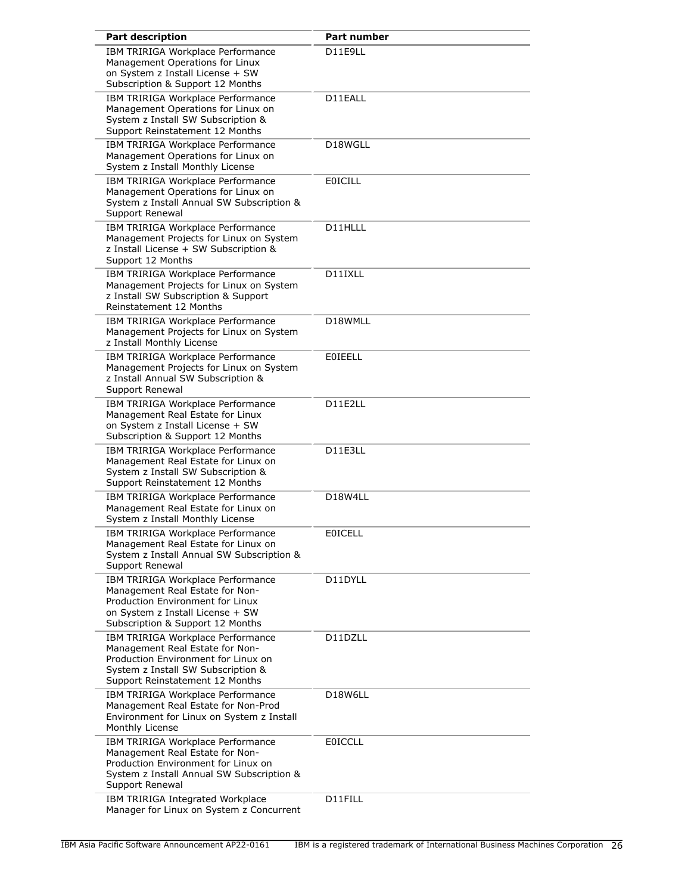| Part description | Part number |
|---|---|
| IBM TRIRIGA Workplace Performance Management Operations for Linux on System z Install License + SW Subscription & Support 12 Months | D11E9LL |
| IBM TRIRIGA Workplace Performance Management Operations for Linux on System z Install SW Subscription & Support Reinstatement 12 Months | D11EALL |
| IBM TRIRIGA Workplace Performance Management Operations for Linux on System z Install Monthly License | D18WGLL |
| IBM TRIRIGA Workplace Performance Management Operations for Linux on System z Install Annual SW Subscription & Support Renewal | E0ICILL |
| IBM TRIRIGA Workplace Performance Management Projects for Linux on System z Install License + SW Subscription & Support 12 Months | D11HLLL |
| IBM TRIRIGA Workplace Performance Management Projects for Linux on System z Install SW Subscription & Support Reinstatement 12 Months | D11IXLL |
| IBM TRIRIGA Workplace Performance Management Projects for Linux on System z Install Monthly License | D18WMLL |
| IBM TRIRIGA Workplace Performance Management Projects for Linux on System z Install Annual SW Subscription & Support Renewal | E0IEELL |
| IBM TRIRIGA Workplace Performance Management Real Estate for Linux on System z Install License + SW Subscription & Support 12 Months | D11E2LL |
| IBM TRIRIGA Workplace Performance Management Real Estate for Linux on System z Install SW Subscription & Support Reinstatement 12 Months | D11E3LL |
| IBM TRIRIGA Workplace Performance Management Real Estate for Linux on System z Install Monthly License | D18W4LL |
| IBM TRIRIGA Workplace Performance Management Real Estate for Linux on System z Install Annual SW Subscription & Support Renewal | E0ICELL |
| IBM TRIRIGA Workplace Performance Management Real Estate for Non-Production Environment for Linux on System z Install License + SW Subscription & Support 12 Months | D11DYLL |
| IBM TRIRIGA Workplace Performance Management Real Estate for Non-Production Environment for Linux on System z Install SW Subscription & Support Reinstatement 12 Months | D11DZLL |
| IBM TRIRIGA Workplace Performance Management Real Estate for Non-Prod Environment for Linux on System z Install Monthly License | D18W6LL |
| IBM TRIRIGA Workplace Performance Management Real Estate for Non-Production Environment for Linux on System z Install Annual SW Subscription & Support Renewal | E0ICCLL |
| IBM TRIRIGA Integrated Workplace Manager for Linux on System z Concurrent | D11FILL |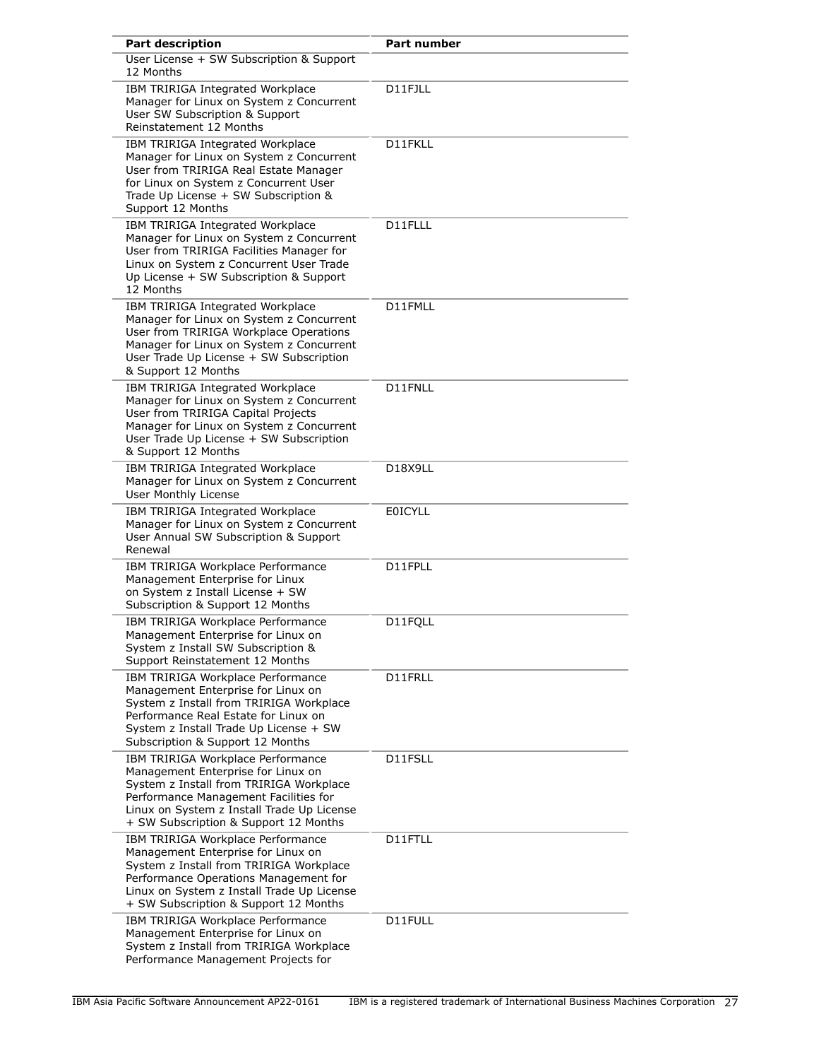| Part description | Part number |
| --- | --- |
| User License + SW Subscription & Support 12 Months | |
| IBM TRIRIGA Integrated Workplace Manager for Linux on System z Concurrent User SW Subscription & Support Reinstatement 12 Months | D11FJLL |
| IBM TRIRIGA Integrated Workplace Manager for Linux on System z Concurrent User from TRIRIGA Real Estate Manager for Linux on System z Concurrent User Trade Up License + SW Subscription & Support 12 Months | D11FKLL |
| IBM TRIRIGA Integrated Workplace Manager for Linux on System z Concurrent User from TRIRIGA Facilities Manager for Linux on System z Concurrent User Trade Up License + SW Subscription & Support 12 Months | D11FLLL |
| IBM TRIRIGA Integrated Workplace Manager for Linux on System z Concurrent User from TRIRIGA Workplace Operations Manager for Linux on System z Concurrent User Trade Up License + SW Subscription & Support 12 Months | D11FMLL |
| IBM TRIRIGA Integrated Workplace Manager for Linux on System z Concurrent User from TRIRIGA Capital Projects Manager for Linux on System z Concurrent User Trade Up License + SW Subscription & Support 12 Months | D11FNLL |
| IBM TRIRIGA Integrated Workplace Manager for Linux on System z Concurrent User Monthly License | D18X9LL |
| IBM TRIRIGA Integrated Workplace Manager for Linux on System z Concurrent User Annual SW Subscription & Support Renewal | E0ICYLL |
| IBM TRIRIGA Workplace Performance Management Enterprise for Linux on System z Install License + SW Subscription & Support 12 Months | D11FPLL |
| IBM TRIRIGA Workplace Performance Management Enterprise for Linux on System z Install SW Subscription & Support Reinstatement 12 Months | D11FQLL |
| IBM TRIRIGA Workplace Performance Management Enterprise for Linux on System z Install from TRIRIGA Workplace Performance Real Estate for Linux on System z Install Trade Up License + SW Subscription & Support 12 Months | D11FRLL |
| IBM TRIRIGA Workplace Performance Management Enterprise for Linux on System z Install from TRIRIGA Workplace Performance Management Facilities for Linux on System z Install Trade Up License + SW Subscription & Support 12 Months | D11FSLL |
| IBM TRIRIGA Workplace Performance Management Enterprise for Linux on System z Install from TRIRIGA Workplace Performance Operations Management for Linux on System z Install Trade Up License + SW Subscription & Support 12 Months | D11FTLL |
| IBM TRIRIGA Workplace Performance Management Enterprise for Linux on System z Install from TRIRIGA Workplace Performance Management Projects for | D11FULL |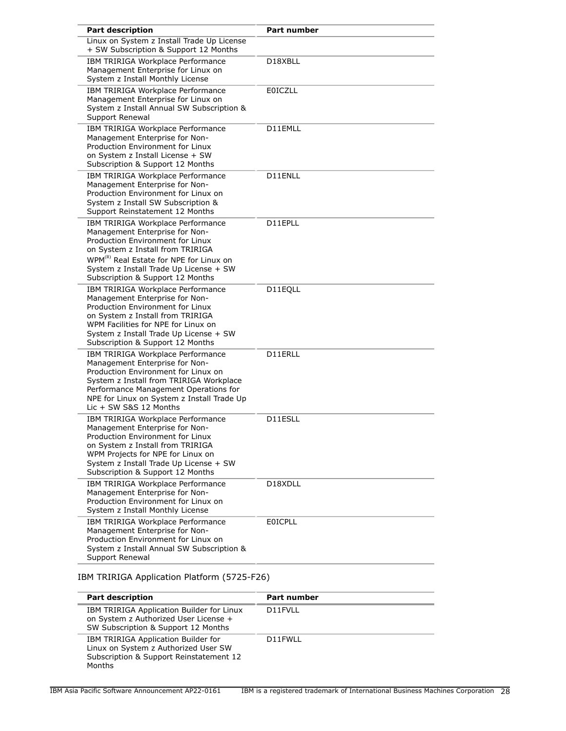| Part description | Part number |
|---|---|
| Linux on System z Install Trade Up License + SW Subscription & Support 12 Months | |
| IBM TRIRIGA Workplace Performance Management Enterprise for Linux on System z Install Monthly License | D18XBLL |
| IBM TRIRIGA Workplace Performance Management Enterprise for Linux on System z Install Annual SW Subscription & Support Renewal | E0ICZLL |
| IBM TRIRIGA Workplace Performance Management Enterprise for Non-Production Environment for Linux on System z Install License + SW Subscription & Support 12 Months | D11EMLL |
| IBM TRIRIGA Workplace Performance Management Enterprise for Non-Production Environment for Linux on System z Install SW Subscription & Support Reinstatement 12 Months | D11ENLL |
| IBM TRIRIGA Workplace Performance Management Enterprise for Non-Production Environment for Linux on System z Install from TRIRIGA WPM(R) Real Estate for NPE for Linux on System z Install Trade Up License + SW Subscription & Support 12 Months | D11EPLL |
| IBM TRIRIGA Workplace Performance Management Enterprise for Non-Production Environment for Linux on System z Install from TRIRIGA WPM Facilities for NPE for Linux on System z Install Trade Up License + SW Subscription & Support 12 Months | D11EQLL |
| IBM TRIRIGA Workplace Performance Management Enterprise for Non-Production Environment for Linux on System z Install from TRIRIGA Workplace Performance Management Operations for NPE for Linux on System z Install Trade Up Lic + SW S&S 12 Months | D11ERLL |
| IBM TRIRIGA Workplace Performance Management Enterprise for Non-Production Environment for Linux on System z Install from TRIRIGA WPM Projects for NPE for Linux on System z Install Trade Up License + SW Subscription & Support 12 Months | D11ESLL |
| IBM TRIRIGA Workplace Performance Management Enterprise for Non-Production Environment for Linux on System z Install Monthly License | D18XDLL |
| IBM TRIRIGA Workplace Performance Management Enterprise for Non-Production Environment for Linux on System z Install Annual SW Subscription & Support Renewal | E0ICPLL |

IBM TRIRIGA Application Platform (5725-F26)

| Part description | Part number |
|---|---|
| IBM TRIRIGA Application Builder for Linux on System z Authorized User License + SW Subscription & Support 12 Months | D11FVLL |
| IBM TRIRIGA Application Builder for Linux on System z Authorized User SW Subscription & Support Reinstatement 12 Months | D11FWLL |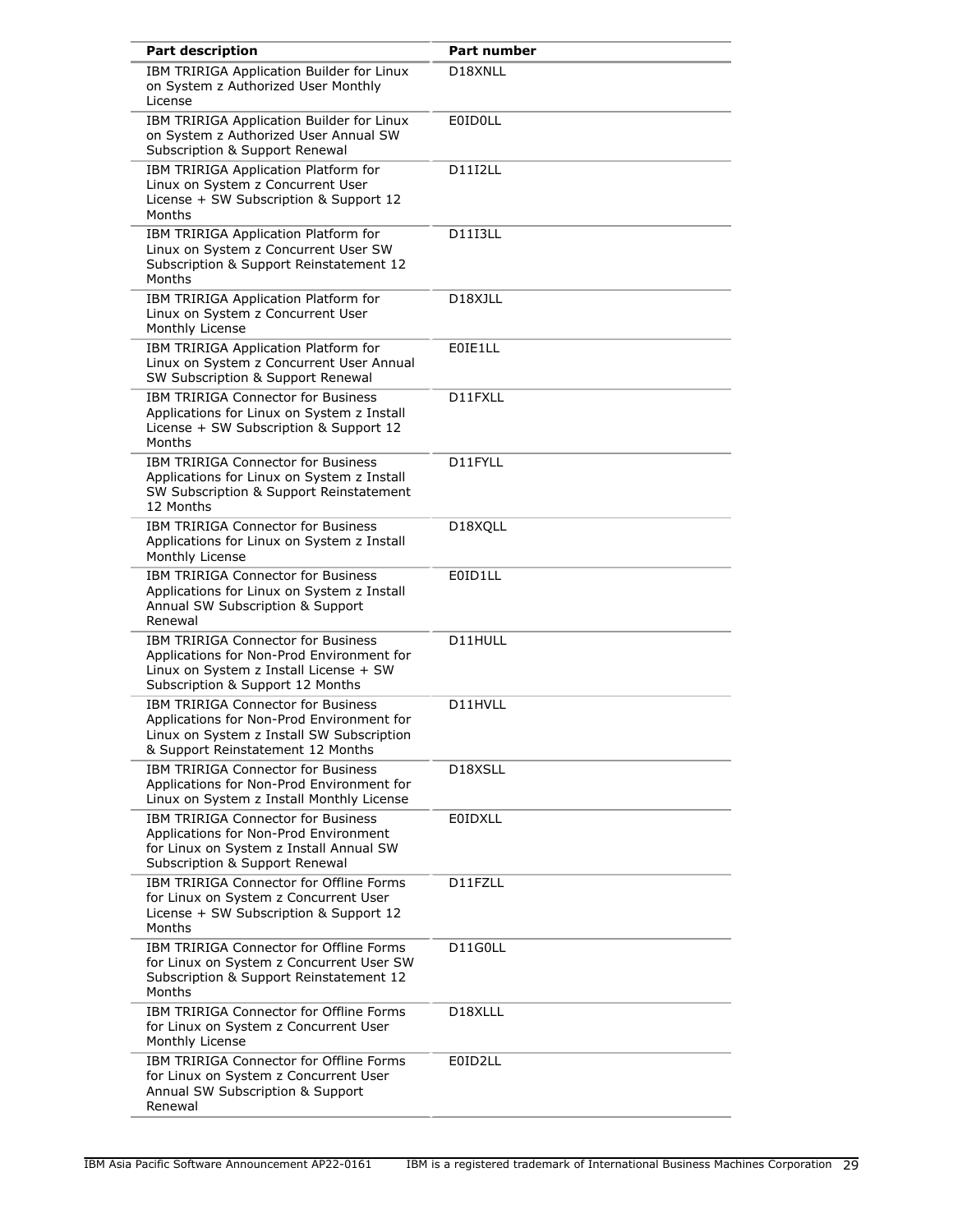| Part description | Part number |
| --- | --- |
| IBM TRIRIGA Application Builder for Linux on System z Authorized User Monthly License | D18XNLL |
| IBM TRIRIGA Application Builder for Linux on System z Authorized User Annual SW Subscription & Support Renewal | E0ID0LL |
| IBM TRIRIGA Application Platform for Linux on System z Concurrent User License + SW Subscription & Support 12 Months | D11I2LL |
| IBM TRIRIGA Application Platform for Linux on System z Concurrent User SW Subscription & Support Reinstatement 12 Months | D11I3LL |
| IBM TRIRIGA Application Platform for Linux on System z Concurrent User Monthly License | D18XJLL |
| IBM TRIRIGA Application Platform for Linux on System z Concurrent User Annual SW Subscription & Support Renewal | E0IE1LL |
| IBM TRIRIGA Connector for Business Applications for Linux on System z Install License + SW Subscription & Support 12 Months | D11FXLL |
| IBM TRIRIGA Connector for Business Applications for Linux on System z Install SW Subscription & Support Reinstatement 12 Months | D11FYLL |
| IBM TRIRIGA Connector for Business Applications for Linux on System z Install Monthly License | D18XQLL |
| IBM TRIRIGA Connector for Business Applications for Linux on System z Install Annual SW Subscription & Support Renewal | E0ID1LL |
| IBM TRIRIGA Connector for Business Applications for Non-Prod Environment for Linux on System z Install License + SW Subscription & Support 12 Months | D11HULL |
| IBM TRIRIGA Connector for Business Applications for Non-Prod Environment for Linux on System z Install SW Subscription & Support Reinstatement 12 Months | D11HVLL |
| IBM TRIRIGA Connector for Business Applications for Non-Prod Environment for Linux on System z Install Monthly License | D18XSLL |
| IBM TRIRIGA Connector for Business Applications for Non-Prod Environment for Linux on System z Install Annual SW Subscription & Support Renewal | E0IDXLL |
| IBM TRIRIGA Connector for Offline Forms for Linux on System z Concurrent User License + SW Subscription & Support 12 Months | D11FZLL |
| IBM TRIRIGA Connector for Offline Forms for Linux on System z Concurrent User SW Subscription & Support Reinstatement 12 Months | D11G0LL |
| IBM TRIRIGA Connector for Offline Forms for Linux on System z Concurrent User Monthly License | D18XLLL |
| IBM TRIRIGA Connector for Offline Forms for Linux on System z Concurrent User Annual SW Subscription & Support Renewal | E0ID2LL |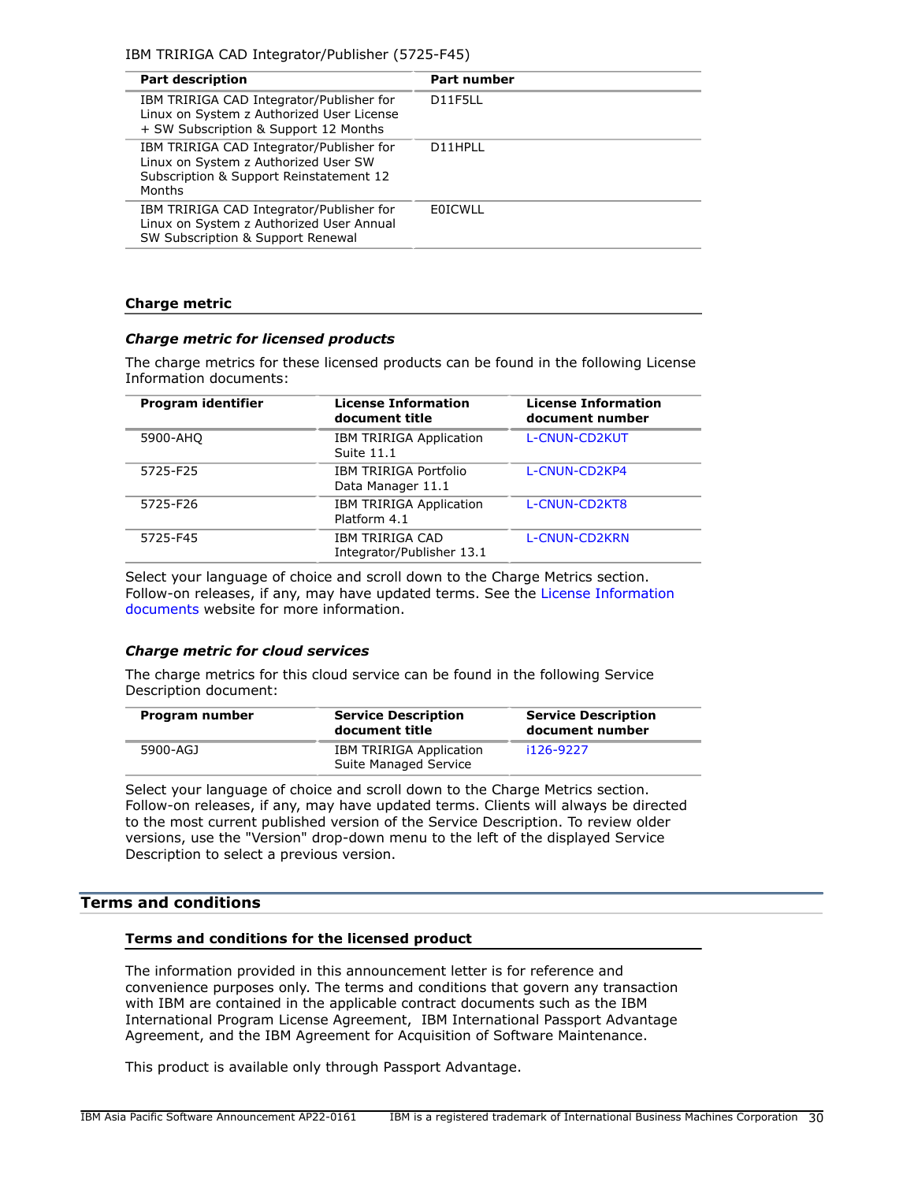IBM TRIRIGA CAD Integrator/Publisher (5725-F45)

| Part description | Part number |
| --- | --- |
| IBM TRIRIGA CAD Integrator/Publisher for Linux on System z Authorized User License + SW Subscription & Support 12 Months | D11F5LL |
| IBM TRIRIGA CAD Integrator/Publisher for Linux on System z Authorized User SW Subscription & Support Reinstatement 12 Months | D11HPLL |
| IBM TRIRIGA CAD Integrator/Publisher for Linux on System z Authorized User Annual SW Subscription & Support Renewal | E0ICWLL |

### Charge metric

#### *Charge metric for licensed products*

The charge metrics for these licensed products can be found in the following License Information documents:

| Program identifier | License Information document title | License Information document number |
| --- | --- | --- |
| 5900-AHQ | IBM TRIRIGA Application Suite 11.1 | L-CNUN-CD2KUT |
| 5725-F25 | IBM TRIRIGA Portfolio Data Manager 11.1 | L-CNUN-CD2KP4 |
| 5725-F26 | IBM TRIRIGA Application Platform 4.1 | L-CNUN-CD2KT8 |
| 5725-F45 | IBM TRIRIGA CAD Integrator/Publisher 13.1 | L-CNUN-CD2KRN |

Select your language of choice and scroll down to the Charge Metrics section. Follow-on releases, if any, may have updated terms. See the License Information documents website for more information.

#### *Charge metric for cloud services*

The charge metrics for this cloud service can be found in the following Service Description document:

| Program number | Service Description document title | Service Description document number |
| --- | --- | --- |
| 5900-AGJ | IBM TRIRIGA Application Suite Managed Service | i126-9227 |

Select your language of choice and scroll down to the Charge Metrics section. Follow-on releases, if any, may have updated terms. Clients will always be directed to the most current published version of the Service Description. To review older versions, use the "Version" drop-down menu to the left of the displayed Service Description to select a previous version.

## Terms and conditions

### Terms and conditions for the licensed product

The information provided in this announcement letter is for reference and convenience purposes only. The terms and conditions that govern any transaction with IBM are contained in the applicable contract documents such as the IBM International Program License Agreement, IBM International Passport Advantage Agreement, and the IBM Agreement for Acquisition of Software Maintenance.

This product is available only through Passport Advantage.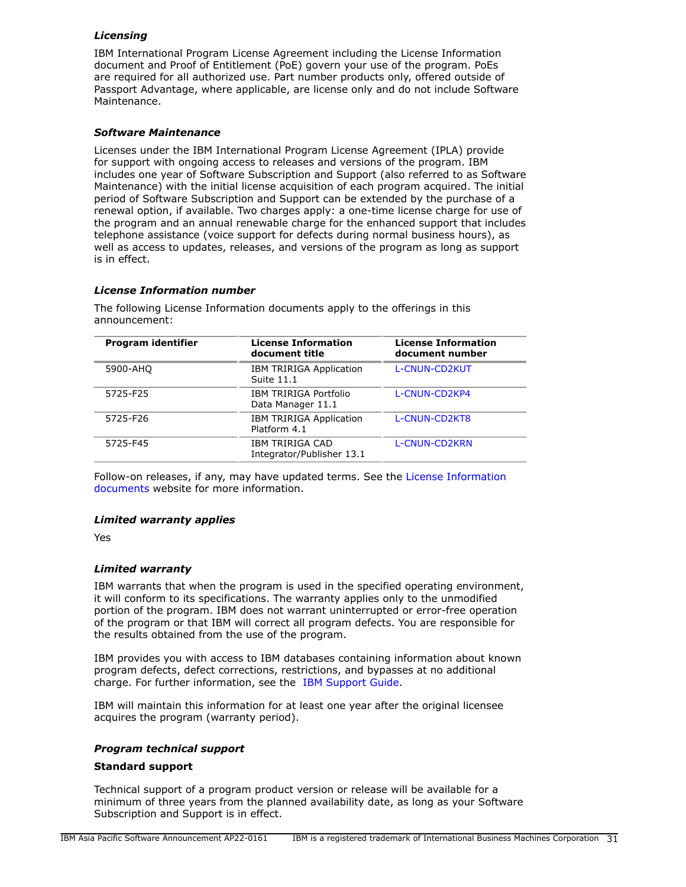### *Licensing*

IBM International Program License Agreement including the License Information document and Proof of Entitlement (PoE) govern your use of the program. PoEs are required for all authorized use. Part number products only, offered outside of Passport Advantage, where applicable, are license only and do not include Software Maintenance.

### *Software Maintenance*

Licenses under the IBM International Program License Agreement (IPLA) provide for support with ongoing access to releases and versions of the program. IBM includes one year of Software Subscription and Support (also referred to as Software Maintenance) with the initial license acquisition of each program acquired. The initial period of Software Subscription and Support can be extended by the purchase of a renewal option, if available. Two charges apply: a one-time license charge for use of the program and an annual renewable charge for the enhanced support that includes telephone assistance (voice support for defects during normal business hours), as well as access to updates, releases, and versions of the program as long as support is in effect.

### *License Information number*

The following License Information documents apply to the offerings in this announcement:

| Program identifier | License Information document title | License Information document number |
|---|---|---|
| 5900-AHQ | IBM TRIRIGA Application Suite 11.1 | L-CNUN-CD2KUT |
| 5725-F25 | IBM TRIRIGA Portfolio Data Manager 11.1 | L-CNUN-CD2KP4 |
| 5725-F26 | IBM TRIRIGA Application Platform 4.1 | L-CNUN-CD2KT8 |
| 5725-F45 | IBM TRIRIGA CAD Integrator/Publisher 13.1 | L-CNUN-CD2KRN |

Follow-on releases, if any, may have updated terms. See the License Information documents website for more information.

### *Limited warranty applies*

Yes

### *Limited warranty*

IBM warrants that when the program is used in the specified operating environment, it will conform to its specifications. The warranty applies only to the unmodified portion of the program. IBM does not warrant uninterrupted or error-free operation of the program or that IBM will correct all program defects. You are responsible for the results obtained from the use of the program.

IBM provides you with access to IBM databases containing information about known program defects, defect corrections, restrictions, and bypasses at no additional charge. For further information, see the IBM Support Guide.

IBM will maintain this information for at least one year after the original licensee acquires the program (warranty period).

### *Program technical support*

**Standard support**

Technical support of a program product version or release will be available for a minimum of three years from the planned availability date, as long as your Software Subscription and Support is in effect.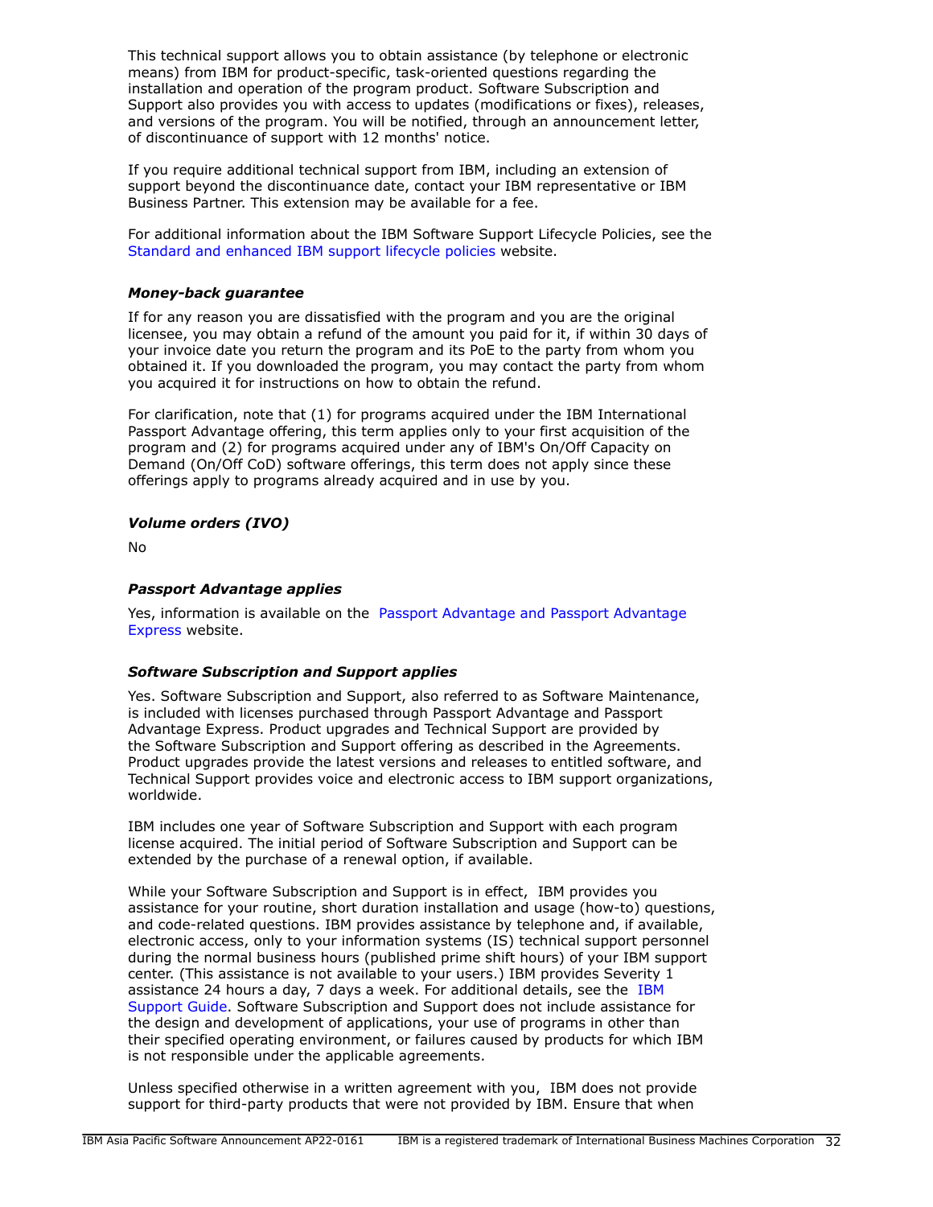This technical support allows you to obtain assistance (by telephone or electronic means) from IBM for product-specific, task-oriented questions regarding the installation and operation of the program product. Software Subscription and Support also provides you with access to updates (modifications or fixes), releases, and versions of the program. You will be notified, through an announcement letter, of discontinuance of support with 12 months' notice.

If you require additional technical support from IBM, including an extension of support beyond the discontinuance date, contact your IBM representative or IBM Business Partner. This extension may be available for a fee.

For additional information about the IBM Software Support Lifecycle Policies, see the Standard and enhanced IBM support lifecycle policies website.

### *Money-back guarantee*

If for any reason you are dissatisfied with the program and you are the original licensee, you may obtain a refund of the amount you paid for it, if within 30 days of your invoice date you return the program and its PoE to the party from whom you obtained it. If you downloaded the program, you may contact the party from whom you acquired it for instructions on how to obtain the refund.

For clarification, note that (1) for programs acquired under the IBM International Passport Advantage offering, this term applies only to your first acquisition of the program and (2) for programs acquired under any of IBM's On/Off Capacity on Demand (On/Off CoD) software offerings, this term does not apply since these offerings apply to programs already acquired and in use by you.

### *Volume orders (IVO)*

No

### *Passport Advantage applies*

Yes, information is available on the Passport Advantage and Passport Advantage Express website.

### *Software Subscription and Support applies*

Yes. Software Subscription and Support, also referred to as Software Maintenance, is included with licenses purchased through Passport Advantage and Passport Advantage Express. Product upgrades and Technical Support are provided by the Software Subscription and Support offering as described in the Agreements. Product upgrades provide the latest versions and releases to entitled software, and Technical Support provides voice and electronic access to IBM support organizations, worldwide.

IBM includes one year of Software Subscription and Support with each program license acquired. The initial period of Software Subscription and Support can be extended by the purchase of a renewal option, if available.

While your Software Subscription and Support is in effect, IBM provides you assistance for your routine, short duration installation and usage (how-to) questions, and code-related questions. IBM provides assistance by telephone and, if available, electronic access, only to your information systems (IS) technical support personnel during the normal business hours (published prime shift hours) of your IBM support center. (This assistance is not available to your users.) IBM provides Severity 1 assistance 24 hours a day, 7 days a week. For additional details, see the IBM Support Guide. Software Subscription and Support does not include assistance for the design and development of applications, your use of programs in other than their specified operating environment, or failures caused by products for which IBM is not responsible under the applicable agreements.

Unless specified otherwise in a written agreement with you, IBM does not provide support for third-party products that were not provided by IBM. Ensure that when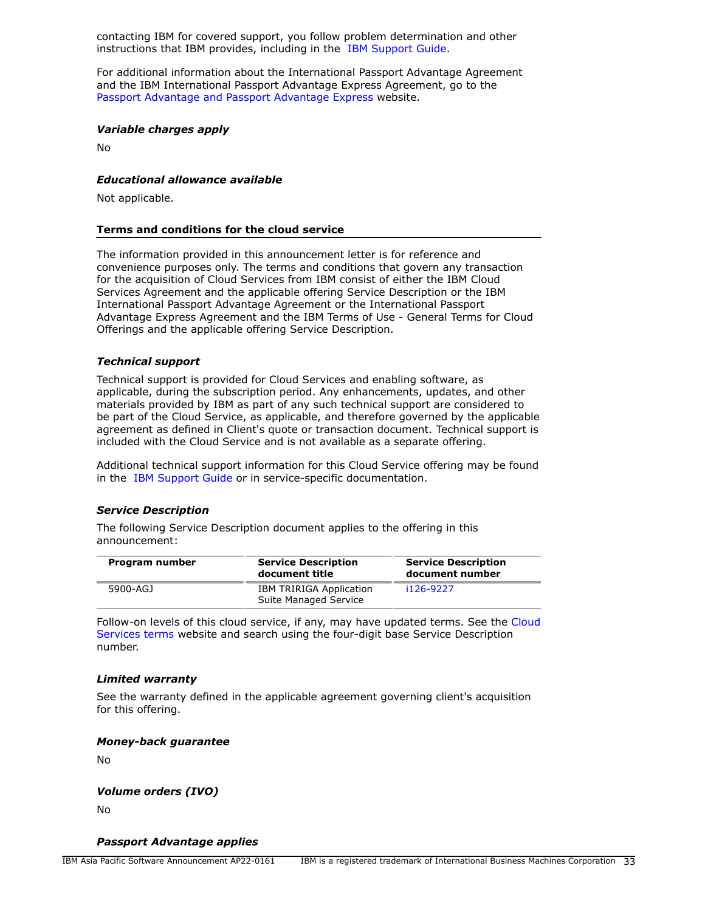contacting IBM for covered support, you follow problem determination and other instructions that IBM provides, including in the IBM Support Guide.

For additional information about the International Passport Advantage Agreement and the IBM International Passport Advantage Express Agreement, go to the Passport Advantage and Passport Advantage Express website.

### *Variable charges apply*

No

### *Educational allowance available*

Not applicable.

## Terms and conditions for the cloud service

The information provided in this announcement letter is for reference and convenience purposes only. The terms and conditions that govern any transaction for the acquisition of Cloud Services from IBM consist of either the IBM Cloud Services Agreement and the applicable offering Service Description or the IBM International Passport Advantage Agreement or the International Passport Advantage Express Agreement and the IBM Terms of Use - General Terms for Cloud Offerings and the applicable offering Service Description.

### *Technical support*

Technical support is provided for Cloud Services and enabling software, as applicable, during the subscription period. Any enhancements, updates, and other materials provided by IBM as part of any such technical support are considered to be part of the Cloud Service, as applicable, and therefore governed by the applicable agreement as defined in Client's quote or transaction document. Technical support is included with the Cloud Service and is not available as a separate offering.

Additional technical support information for this Cloud Service offering may be found in the IBM Support Guide or in service-specific documentation.

### *Service Description*

The following Service Description document applies to the offering in this announcement:

| Program number | Service Description document title | Service Description document number |
|---|---|---|
| 5900-AGJ | IBM TRIRIGA Application Suite Managed Service | i126-9227 |

Follow-on levels of this cloud service, if any, may have updated terms. See the Cloud Services terms website and search using the four-digit base Service Description number.

### *Limited warranty*

See the warranty defined in the applicable agreement governing client's acquisition for this offering.

### *Money-back guarantee*

No

### *Volume orders (IVO)*

No

### *Passport Advantage applies*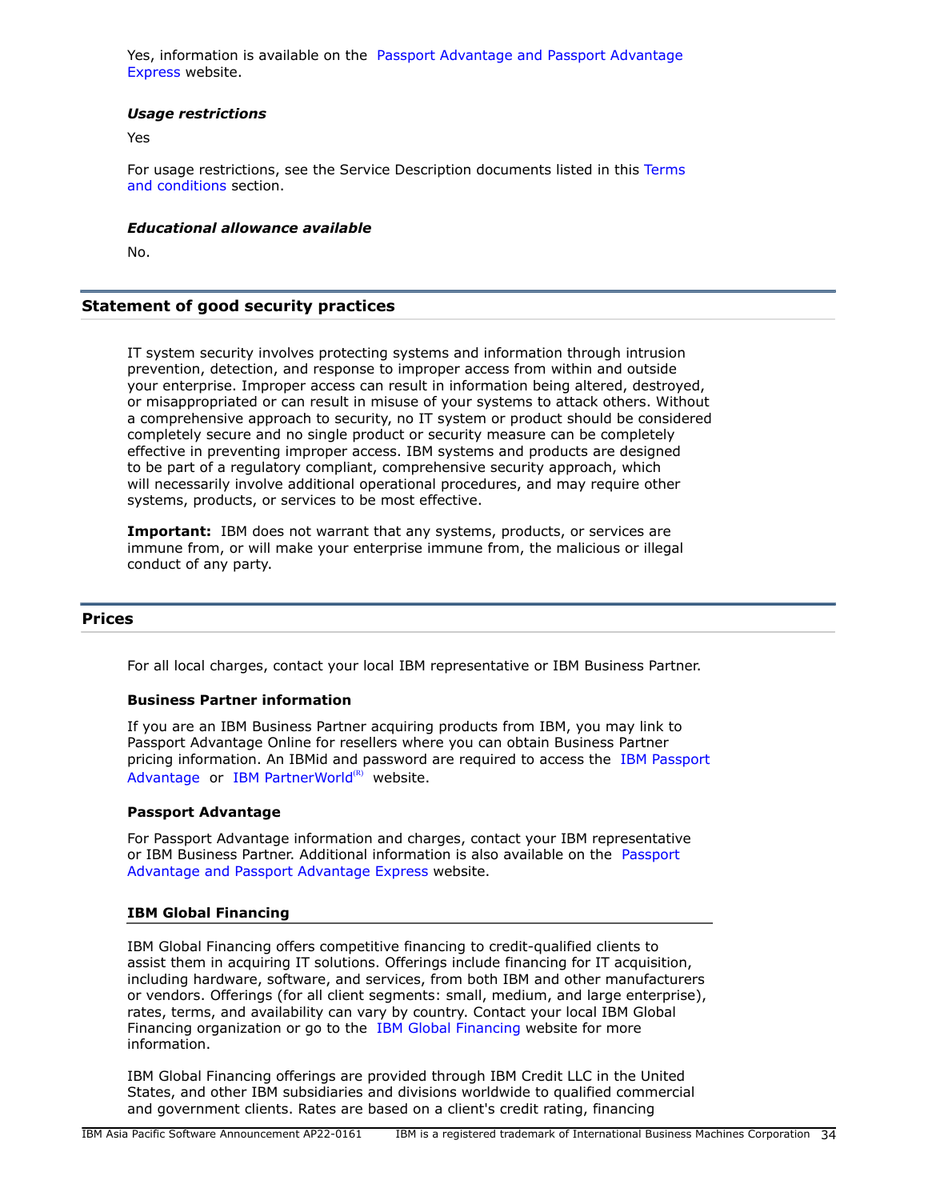Yes, information is available on the Passport Advantage and Passport Advantage Express website.

*Usage restrictions*

Yes

For usage restrictions, see the Service Description documents listed in this Terms and conditions section.

*Educational allowance available*

No.

## Statement of good security practices

IT system security involves protecting systems and information through intrusion prevention, detection, and response to improper access from within and outside your enterprise. Improper access can result in information being altered, destroyed, or misappropriated or can result in misuse of your systems to attack others. Without a comprehensive approach to security, no IT system or product should be considered completely secure and no single product or security measure can be completely effective in preventing improper access. IBM systems and products are designed to be part of a regulatory compliant, comprehensive security approach, which will necessarily involve additional operational procedures, and may require other systems, products, or services to be most effective.

**Important:** IBM does not warrant that any systems, products, or services are immune from, or will make your enterprise immune from, the malicious or illegal conduct of any party.

## Prices

For all local charges, contact your local IBM representative or IBM Business Partner.

### Business Partner information

If you are an IBM Business Partner acquiring products from IBM, you may link to Passport Advantage Online for resellers where you can obtain Business Partner pricing information. An IBMid and password are required to access the IBM Passport Advantage or IBM PartnerWorld(R) website.

### Passport Advantage

For Passport Advantage information and charges, contact your IBM representative or IBM Business Partner. Additional information is also available on the Passport Advantage and Passport Advantage Express website.

### IBM Global Financing

IBM Global Financing offers competitive financing to credit-qualified clients to assist them in acquiring IT solutions. Offerings include financing for IT acquisition, including hardware, software, and services, from both IBM and other manufacturers or vendors. Offerings (for all client segments: small, medium, and large enterprise), rates, terms, and availability can vary by country. Contact your local IBM Global Financing organization or go to the IBM Global Financing website for more information.

IBM Global Financing offerings are provided through IBM Credit LLC in the United States, and other IBM subsidiaries and divisions worldwide to qualified commercial and government clients. Rates are based on a client's credit rating, financing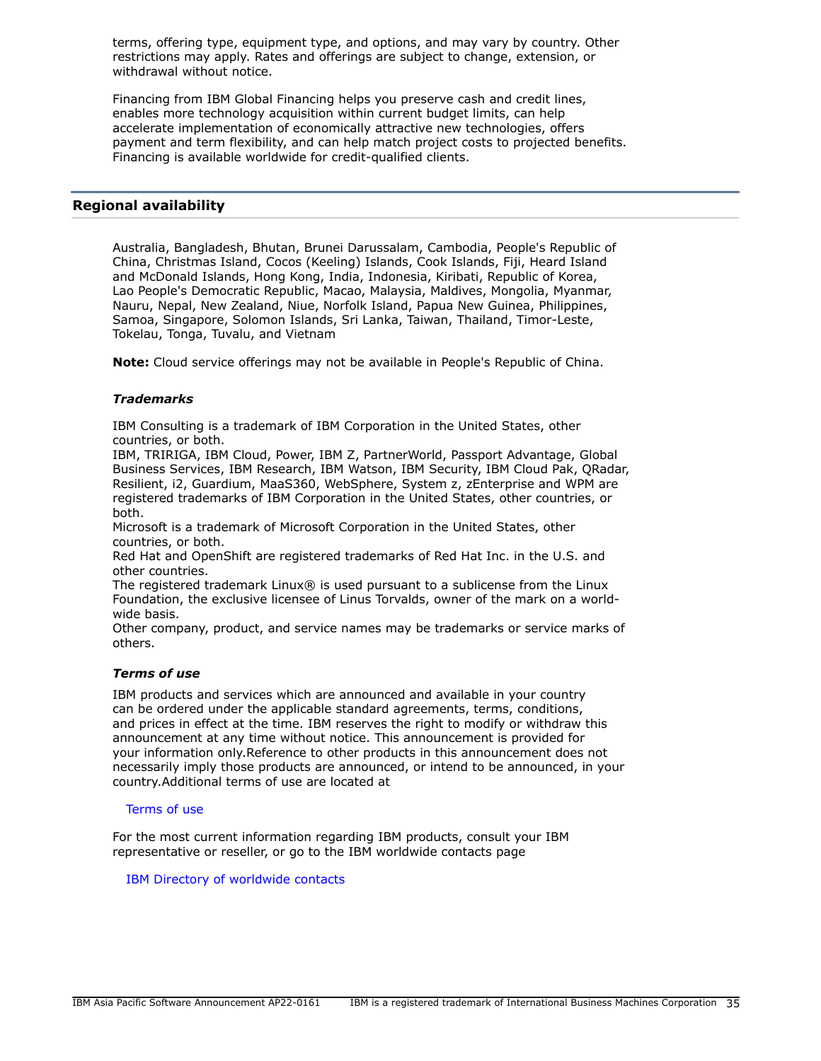terms, offering type, equipment type, and options, and may vary by country. Other restrictions may apply. Rates and offerings are subject to change, extension, or withdrawal without notice.

Financing from IBM Global Financing helps you preserve cash and credit lines, enables more technology acquisition within current budget limits, can help accelerate implementation of economically attractive new technologies, offers payment and term flexibility, and can help match project costs to projected benefits. Financing is available worldwide for credit-qualified clients.

## Regional availability

Australia, Bangladesh, Bhutan, Brunei Darussalam, Cambodia, People's Republic of China, Christmas Island, Cocos (Keeling) Islands, Cook Islands, Fiji, Heard Island and McDonald Islands, Hong Kong, India, Indonesia, Kiribati, Republic of Korea, Lao People's Democratic Republic, Macao, Malaysia, Maldives, Mongolia, Myanmar, Nauru, Nepal, New Zealand, Niue, Norfolk Island, Papua New Guinea, Philippines, Samoa, Singapore, Solomon Islands, Sri Lanka, Taiwan, Thailand, Timor-Leste, Tokelau, Tonga, Tuvalu, and Vietnam

**Note:** Cloud service offerings may not be available in People's Republic of China.

### *Trademarks*

IBM Consulting is a trademark of IBM Corporation in the United States, other countries, or both.
IBM, TRIRIGA, IBM Cloud, Power, IBM Z, PartnerWorld, Passport Advantage, Global Business Services, IBM Research, IBM Watson, IBM Security, IBM Cloud Pak, QRadar, Resilient, i2, Guardium, MaaS360, WebSphere, System z, zEnterprise and WPM are registered trademarks of IBM Corporation in the United States, other countries, or both.
Microsoft is a trademark of Microsoft Corporation in the United States, other countries, or both.
Red Hat and OpenShift are registered trademarks of Red Hat Inc. in the U.S. and other countries.
The registered trademark Linux® is used pursuant to a sublicense from the Linux Foundation, the exclusive licensee of Linus Torvalds, owner of the mark on a world-wide basis.
Other company, product, and service names may be trademarks or service marks of others.

### *Terms of use*

IBM products and services which are announced and available in your country can be ordered under the applicable standard agreements, terms, conditions, and prices in effect at the time. IBM reserves the right to modify or withdraw this announcement at any time without notice. This announcement is provided for your information only.Reference to other products in this announcement does not necessarily imply those products are announced, or intend to be announced, in your country.Additional terms of use are located at

Terms of use

For the most current information regarding IBM products, consult your IBM representative or reseller, or go to the IBM worldwide contacts page

IBM Directory of worldwide contacts